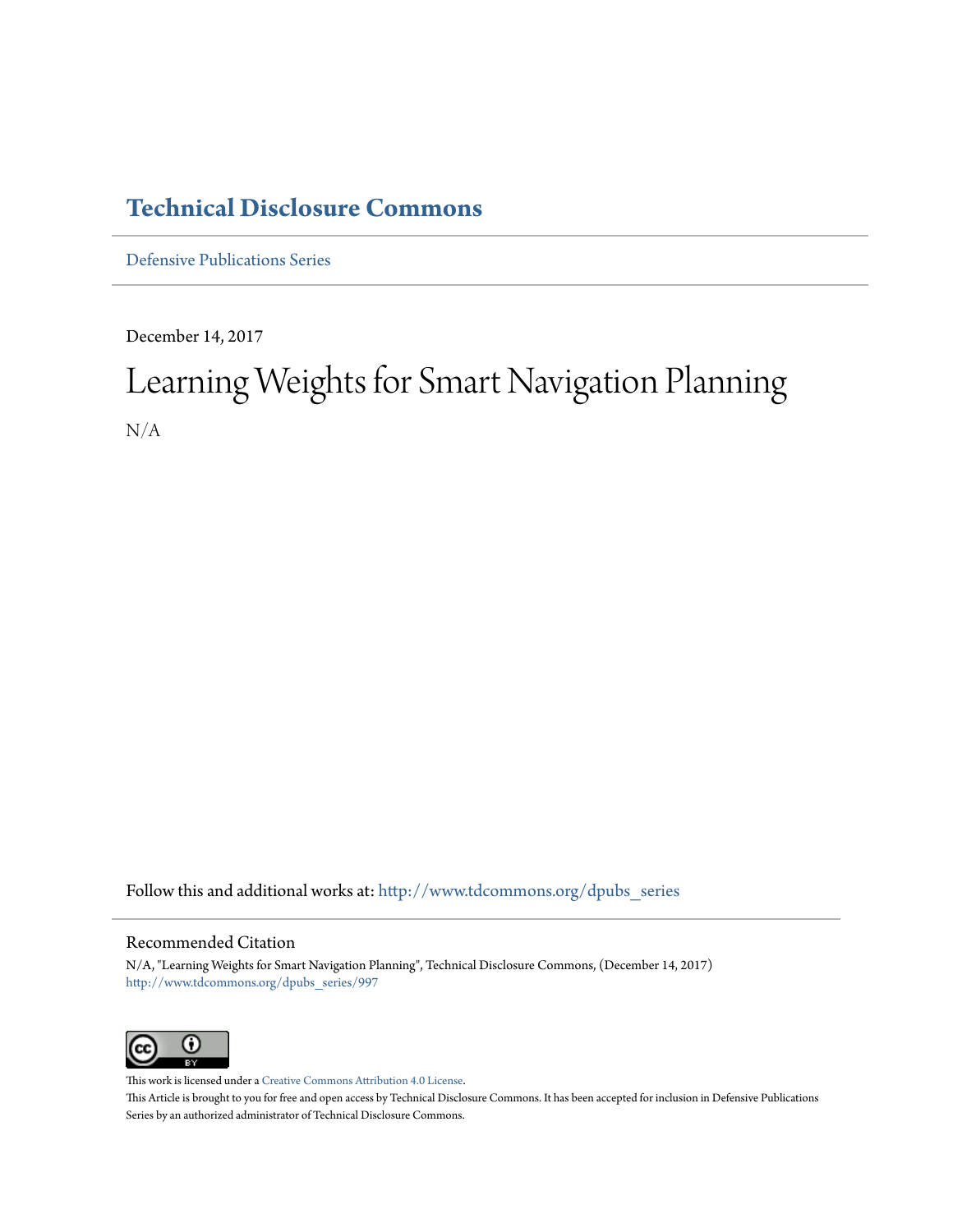# Technical Disclosure Commons

Defensive Publications Series

December 14, 2017

# Learning Weights for Smart Navigation Planning

N/A

Follow this and additional works at: http://www.tdcommons.org/dpubs_series

## Recommended Citation

N/A, "Learning Weights for Smart Navigation Planning", Technical Disclosure Commons, (December 14, 2017)
http://www.tdcommons.org/dpubs_series/997

This work is licensed under a Creative Commons Attribution 4.0 License.
This Article is brought to you for free and open access by Technical Disclosure Commons. It has been accepted for inclusion in Defensive Publications Series by an authorized administrator of Technical Disclosure Commons.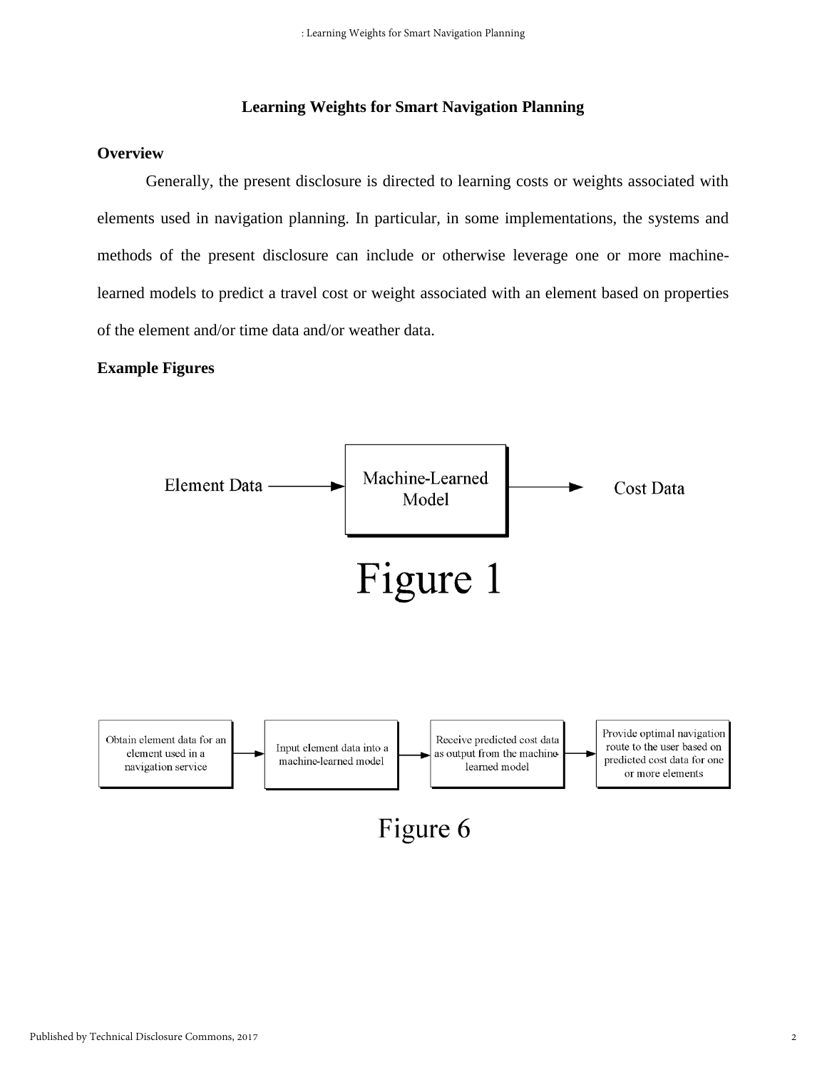## Learning Weights for Smart Navigation Planning

### Overview

Generally, the present disclosure is directed to learning costs or weights associated with elements used in navigation planning. In particular, in some implementations, the systems and methods of the present disclosure can include or otherwise leverage one or more machine-learned models to predict a travel cost or weight associated with an element based on properties of the element and/or time data and/or weather data.

### Example Figures

Element Data → Machine-Learned Model → Cost Data

Figure 1

Obtain element data for an element used in a navigation service → Input element data into a machine-learned model → Receive predicted cost data as output from the machine-learned model → Provide optimal navigation route to the user based on predicted cost data for one or more elements

Figure 6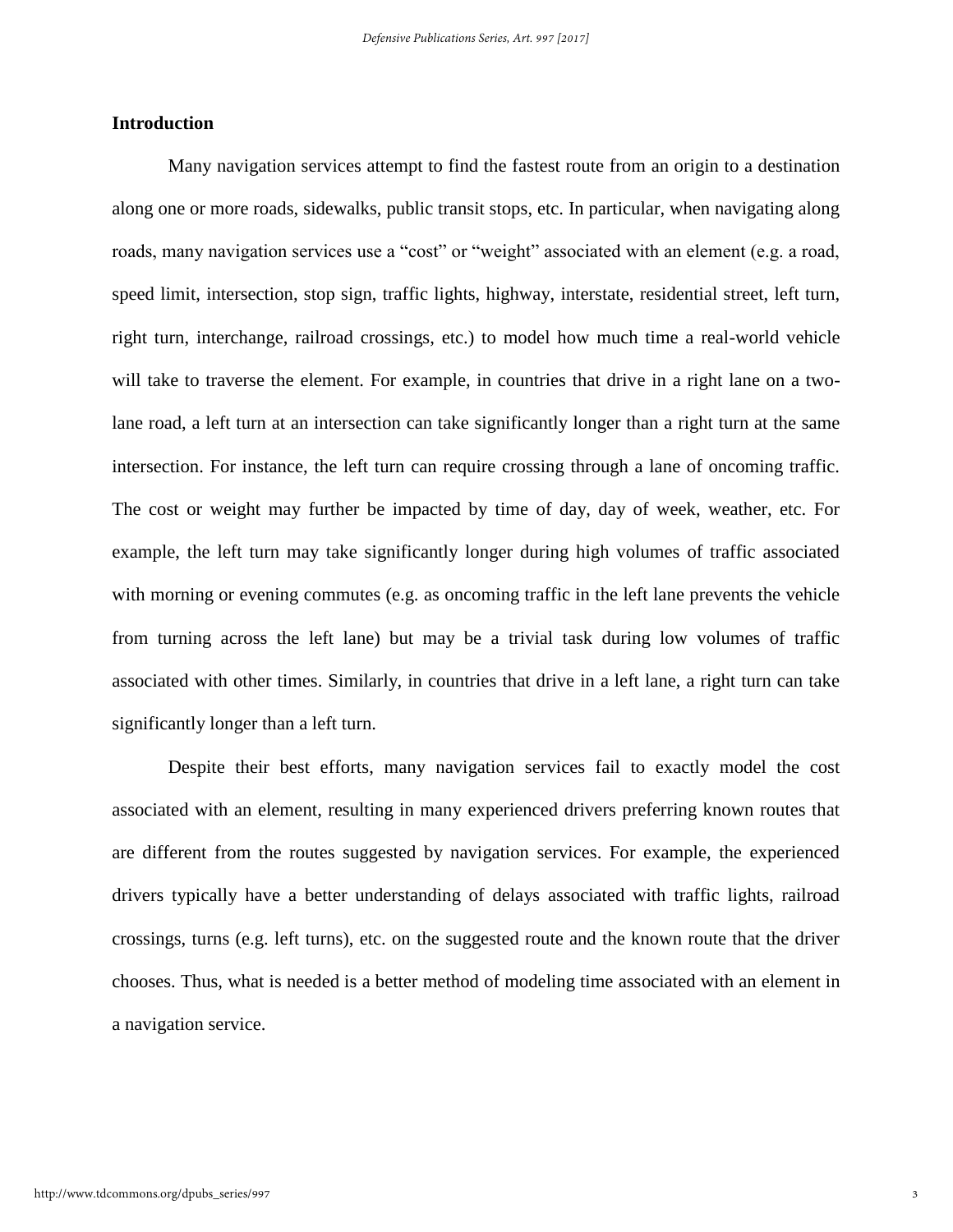## Introduction

Many navigation services attempt to find the fastest route from an origin to a destination along one or more roads, sidewalks, public transit stops, etc. In particular, when navigating along roads, many navigation services use a “cost” or “weight” associated with an element (e.g. a road, speed limit, intersection, stop sign, traffic lights, highway, interstate, residential street, left turn, right turn, interchange, railroad crossings, etc.) to model how much time a real-world vehicle will take to traverse the element. For example, in countries that drive in a right lane on a two-lane road, a left turn at an intersection can take significantly longer than a right turn at the same intersection. For instance, the left turn can require crossing through a lane of oncoming traffic. The cost or weight may further be impacted by time of day, day of week, weather, etc. For example, the left turn may take significantly longer during high volumes of traffic associated with morning or evening commutes (e.g. as oncoming traffic in the left lane prevents the vehicle from turning across the left lane) but may be a trivial task during low volumes of traffic associated with other times. Similarly, in countries that drive in a left lane, a right turn can take significantly longer than a left turn.

Despite their best efforts, many navigation services fail to exactly model the cost associated with an element, resulting in many experienced drivers preferring known routes that are different from the routes suggested by navigation services. For example, the experienced drivers typically have a better understanding of delays associated with traffic lights, railroad crossings, turns (e.g. left turns), etc. on the suggested route and the known route that the driver chooses. Thus, what is needed is a better method of modeling time associated with an element in a navigation service.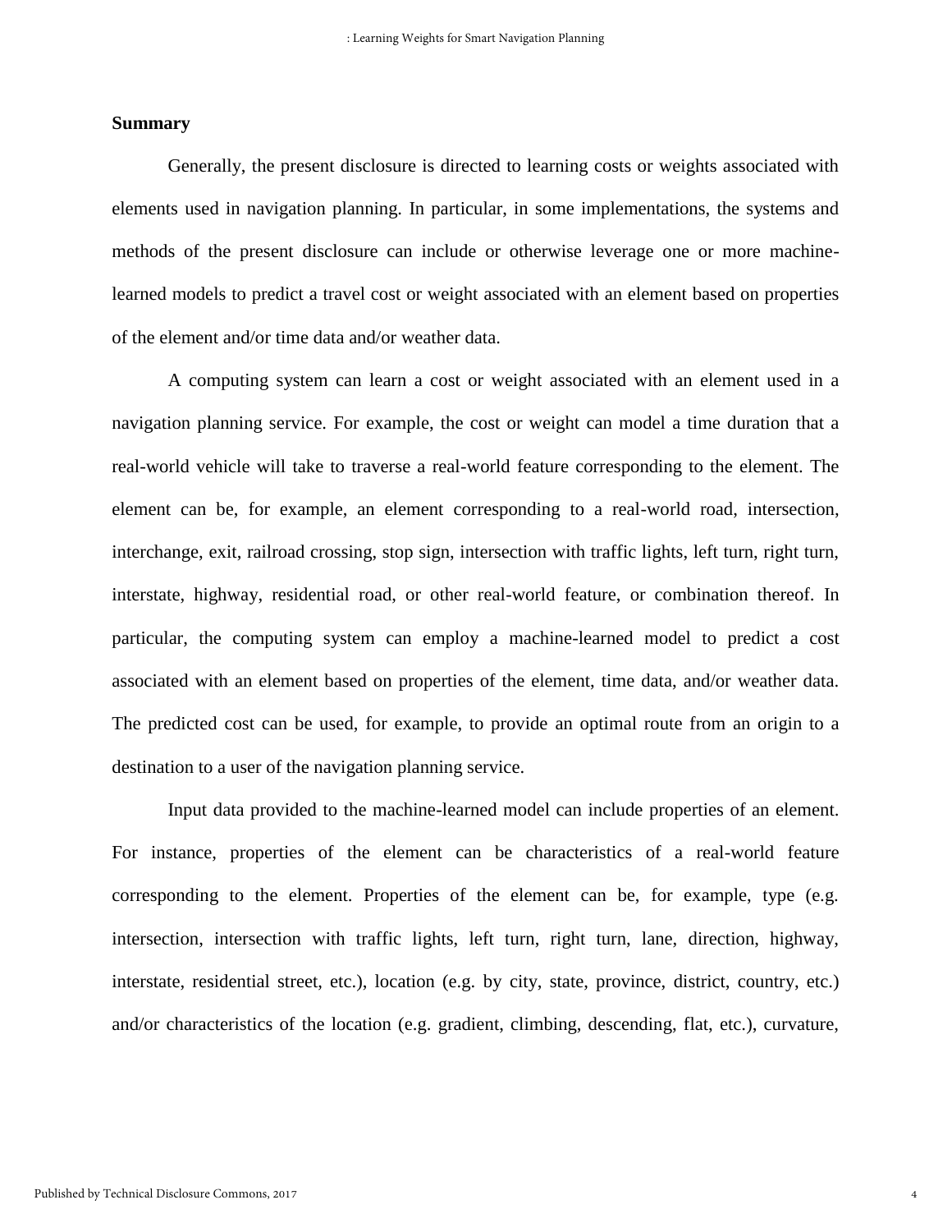## Summary

Generally, the present disclosure is directed to learning costs or weights associated with elements used in navigation planning. In particular, in some implementations, the systems and methods of the present disclosure can include or otherwise leverage one or more machine-learned models to predict a travel cost or weight associated with an element based on properties of the element and/or time data and/or weather data.

A computing system can learn a cost or weight associated with an element used in a navigation planning service. For example, the cost or weight can model a time duration that a real-world vehicle will take to traverse a real-world feature corresponding to the element. The element can be, for example, an element corresponding to a real-world road, intersection, interchange, exit, railroad crossing, stop sign, intersection with traffic lights, left turn, right turn, interstate, highway, residential road, or other real-world feature, or combination thereof. In particular, the computing system can employ a machine-learned model to predict a cost associated with an element based on properties of the element, time data, and/or weather data. The predicted cost can be used, for example, to provide an optimal route from an origin to a destination to a user of the navigation planning service.

Input data provided to the machine-learned model can include properties of an element. For instance, properties of the element can be characteristics of a real-world feature corresponding to the element. Properties of the element can be, for example, type (e.g. intersection, intersection with traffic lights, left turn, right turn, lane, direction, highway, interstate, residential street, etc.), location (e.g. by city, state, province, district, country, etc.) and/or characteristics of the location (e.g. gradient, climbing, descending, flat, etc.), curvature,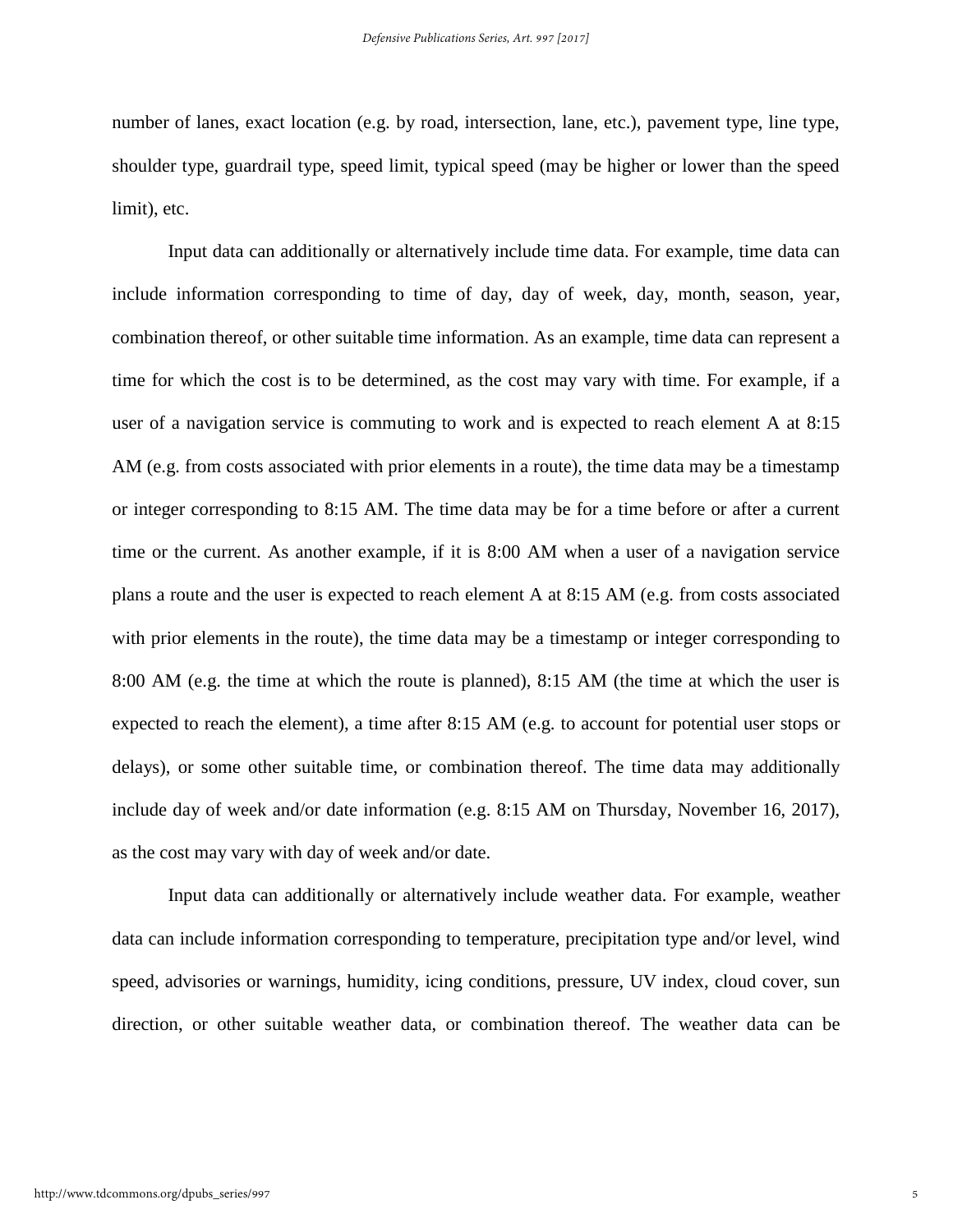number of lanes, exact location (e.g. by road, intersection, lane, etc.), pavement type, line type, shoulder type, guardrail type, speed limit, typical speed (may be higher or lower than the speed limit), etc.

Input data can additionally or alternatively include time data. For example, time data can include information corresponding to time of day, day of week, day, month, season, year, combination thereof, or other suitable time information. As an example, time data can represent a time for which the cost is to be determined, as the cost may vary with time. For example, if a user of a navigation service is commuting to work and is expected to reach element A at 8:15 AM (e.g. from costs associated with prior elements in a route), the time data may be a timestamp or integer corresponding to 8:15 AM. The time data may be for a time before or after a current time or the current. As another example, if it is 8:00 AM when a user of a navigation service plans a route and the user is expected to reach element A at 8:15 AM (e.g. from costs associated with prior elements in the route), the time data may be a timestamp or integer corresponding to 8:00 AM (e.g. the time at which the route is planned), 8:15 AM (the time at which the user is expected to reach the element), a time after 8:15 AM (e.g. to account for potential user stops or delays), or some other suitable time, or combination thereof. The time data may additionally include day of week and/or date information (e.g. 8:15 AM on Thursday, November 16, 2017), as the cost may vary with day of week and/or date.

Input data can additionally or alternatively include weather data. For example, weather data can include information corresponding to temperature, precipitation type and/or level, wind speed, advisories or warnings, humidity, icing conditions, pressure, UV index, cloud cover, sun direction, or other suitable weather data, or combination thereof. The weather data can be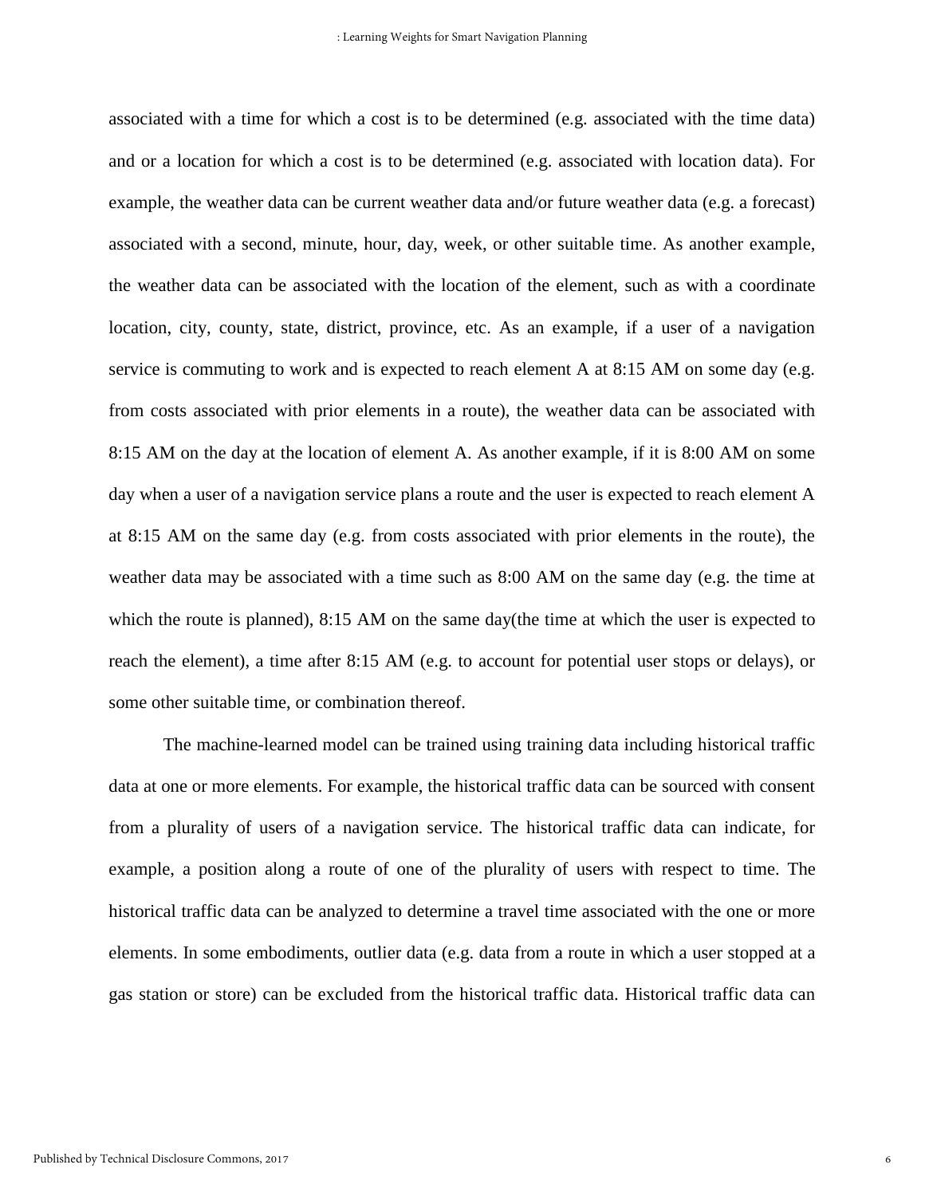associated with a time for which a cost is to be determined (e.g. associated with the time data) and or a location for which a cost is to be determined (e.g. associated with location data). For example, the weather data can be current weather data and/or future weather data (e.g. a forecast) associated with a second, minute, hour, day, week, or other suitable time. As another example, the weather data can be associated with the location of the element, such as with a coordinate location, city, county, state, district, province, etc. As an example, if a user of a navigation service is commuting to work and is expected to reach element A at 8:15 AM on some day (e.g. from costs associated with prior elements in a route), the weather data can be associated with 8:15 AM on the day at the location of element A. As another example, if it is 8:00 AM on some day when a user of a navigation service plans a route and the user is expected to reach element A at 8:15 AM on the same day (e.g. from costs associated with prior elements in the route), the weather data may be associated with a time such as 8:00 AM on the same day (e.g. the time at which the route is planned), 8:15 AM on the same day(the time at which the user is expected to reach the element), a time after 8:15 AM (e.g. to account for potential user stops or delays), or some other suitable time, or combination thereof.

The machine-learned model can be trained using training data including historical traffic data at one or more elements. For example, the historical traffic data can be sourced with consent from a plurality of users of a navigation service. The historical traffic data can indicate, for example, a position along a route of one of the plurality of users with respect to time. The historical traffic data can be analyzed to determine a travel time associated with the one or more elements. In some embodiments, outlier data (e.g. data from a route in which a user stopped at a gas station or store) can be excluded from the historical traffic data. Historical traffic data can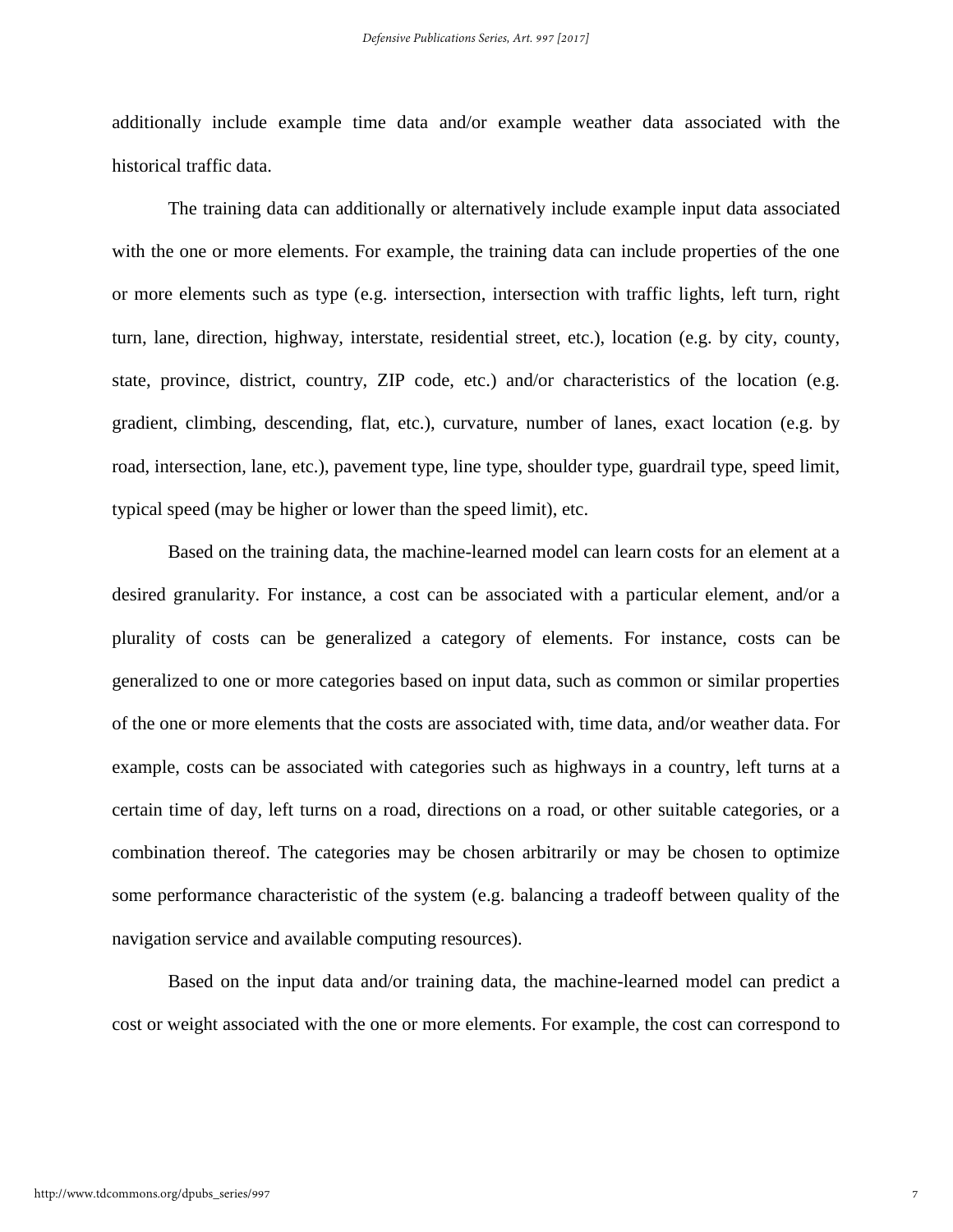additionally include example time data and/or example weather data associated with the historical traffic data.

The training data can additionally or alternatively include example input data associated with the one or more elements. For example, the training data can include properties of the one or more elements such as type (e.g. intersection, intersection with traffic lights, left turn, right turn, lane, direction, highway, interstate, residential street, etc.), location (e.g. by city, county, state, province, district, country, ZIP code, etc.) and/or characteristics of the location (e.g. gradient, climbing, descending, flat, etc.), curvature, number of lanes, exact location (e.g. by road, intersection, lane, etc.), pavement type, line type, shoulder type, guardrail type, speed limit, typical speed (may be higher or lower than the speed limit), etc.

Based on the training data, the machine-learned model can learn costs for an element at a desired granularity. For instance, a cost can be associated with a particular element, and/or a plurality of costs can be generalized a category of elements. For instance, costs can be generalized to one or more categories based on input data, such as common or similar properties of the one or more elements that the costs are associated with, time data, and/or weather data. For example, costs can be associated with categories such as highways in a country, left turns at a certain time of day, left turns on a road, directions on a road, or other suitable categories, or a combination thereof. The categories may be chosen arbitrarily or may be chosen to optimize some performance characteristic of the system (e.g. balancing a tradeoff between quality of the navigation service and available computing resources).

Based on the input data and/or training data, the machine-learned model can predict a cost or weight associated with the one or more elements. For example, the cost can correspond to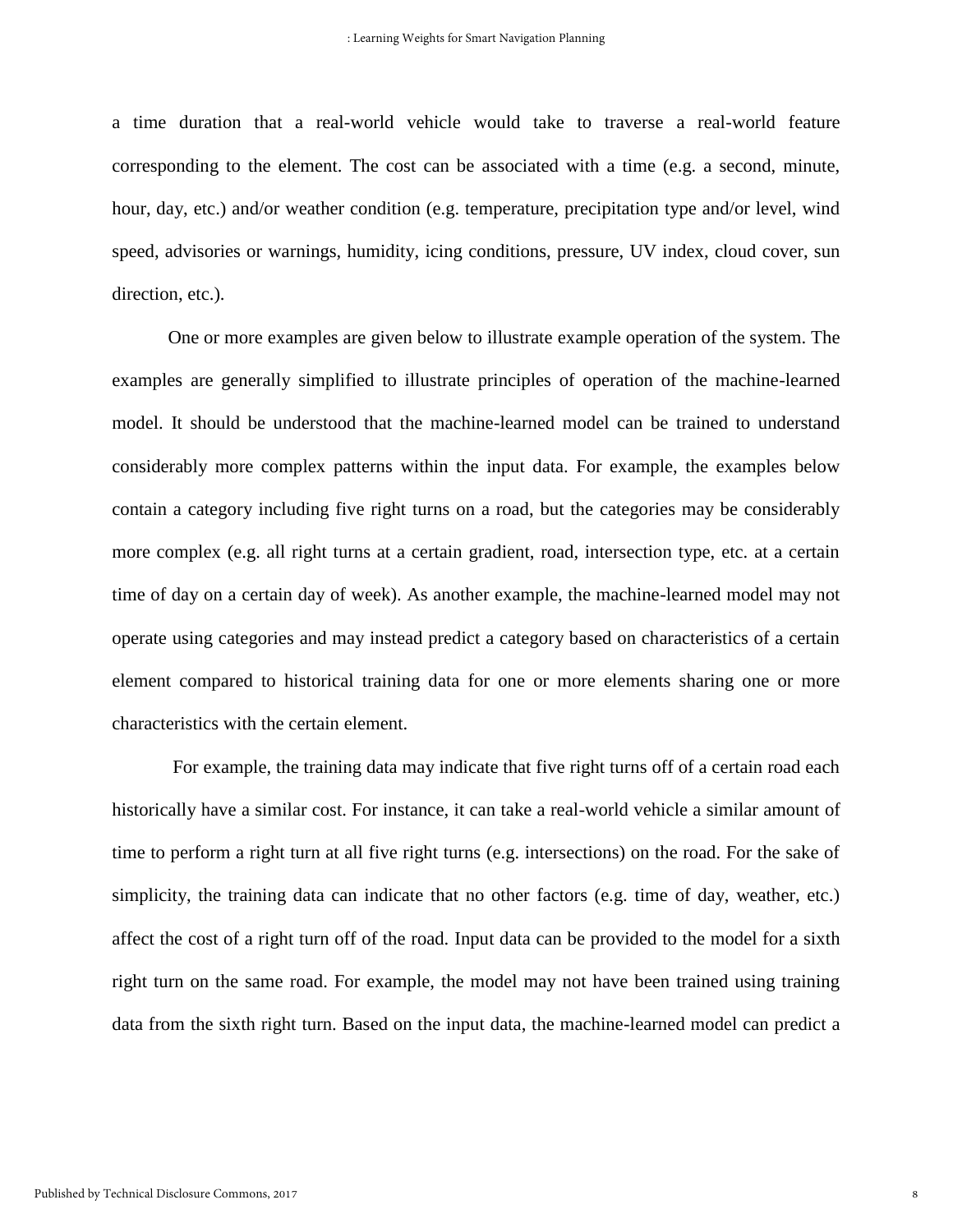a time duration that a real-world vehicle would take to traverse a real-world feature corresponding to the element. The cost can be associated with a time (e.g. a second, minute, hour, day, etc.) and/or weather condition (e.g. temperature, precipitation type and/or level, wind speed, advisories or warnings, humidity, icing conditions, pressure, UV index, cloud cover, sun direction, etc.).

One or more examples are given below to illustrate example operation of the system. The examples are generally simplified to illustrate principles of operation of the machine-learned model. It should be understood that the machine-learned model can be trained to understand considerably more complex patterns within the input data. For example, the examples below contain a category including five right turns on a road, but the categories may be considerably more complex (e.g. all right turns at a certain gradient, road, intersection type, etc. at a certain time of day on a certain day of week). As another example, the machine-learned model may not operate using categories and may instead predict a category based on characteristics of a certain element compared to historical training data for one or more elements sharing one or more characteristics with the certain element.

For example, the training data may indicate that five right turns off of a certain road each historically have a similar cost. For instance, it can take a real-world vehicle a similar amount of time to perform a right turn at all five right turns (e.g. intersections) on the road. For the sake of simplicity, the training data can indicate that no other factors (e.g. time of day, weather, etc.) affect the cost of a right turn off of the road. Input data can be provided to the model for a sixth right turn on the same road. For example, the model may not have been trained using training data from the sixth right turn. Based on the input data, the machine-learned model can predict a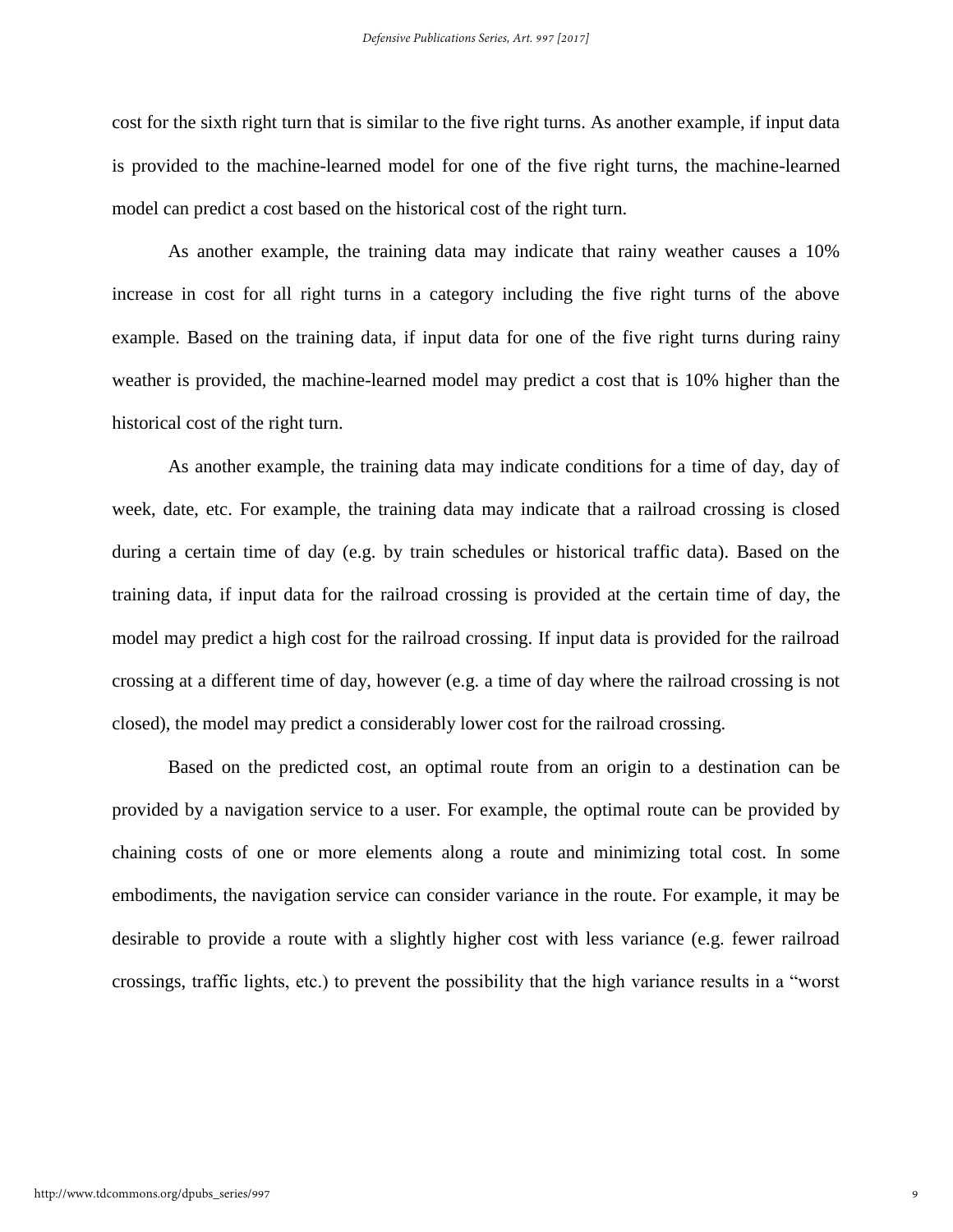cost for the sixth right turn that is similar to the five right turns. As another example, if input data is provided to the machine-learned model for one of the five right turns, the machine-learned model can predict a cost based on the historical cost of the right turn.

As another example, the training data may indicate that rainy weather causes a 10% increase in cost for all right turns in a category including the five right turns of the above example. Based on the training data, if input data for one of the five right turns during rainy weather is provided, the machine-learned model may predict a cost that is 10% higher than the historical cost of the right turn.

As another example, the training data may indicate conditions for a time of day, day of week, date, etc. For example, the training data may indicate that a railroad crossing is closed during a certain time of day (e.g. by train schedules or historical traffic data). Based on the training data, if input data for the railroad crossing is provided at the certain time of day, the model may predict a high cost for the railroad crossing. If input data is provided for the railroad crossing at a different time of day, however (e.g. a time of day where the railroad crossing is not closed), the model may predict a considerably lower cost for the railroad crossing.

Based on the predicted cost, an optimal route from an origin to a destination can be provided by a navigation service to a user. For example, the optimal route can be provided by chaining costs of one or more elements along a route and minimizing total cost. In some embodiments, the navigation service can consider variance in the route. For example, it may be desirable to provide a route with a slightly higher cost with less variance (e.g. fewer railroad crossings, traffic lights, etc.) to prevent the possibility that the high variance results in a "worst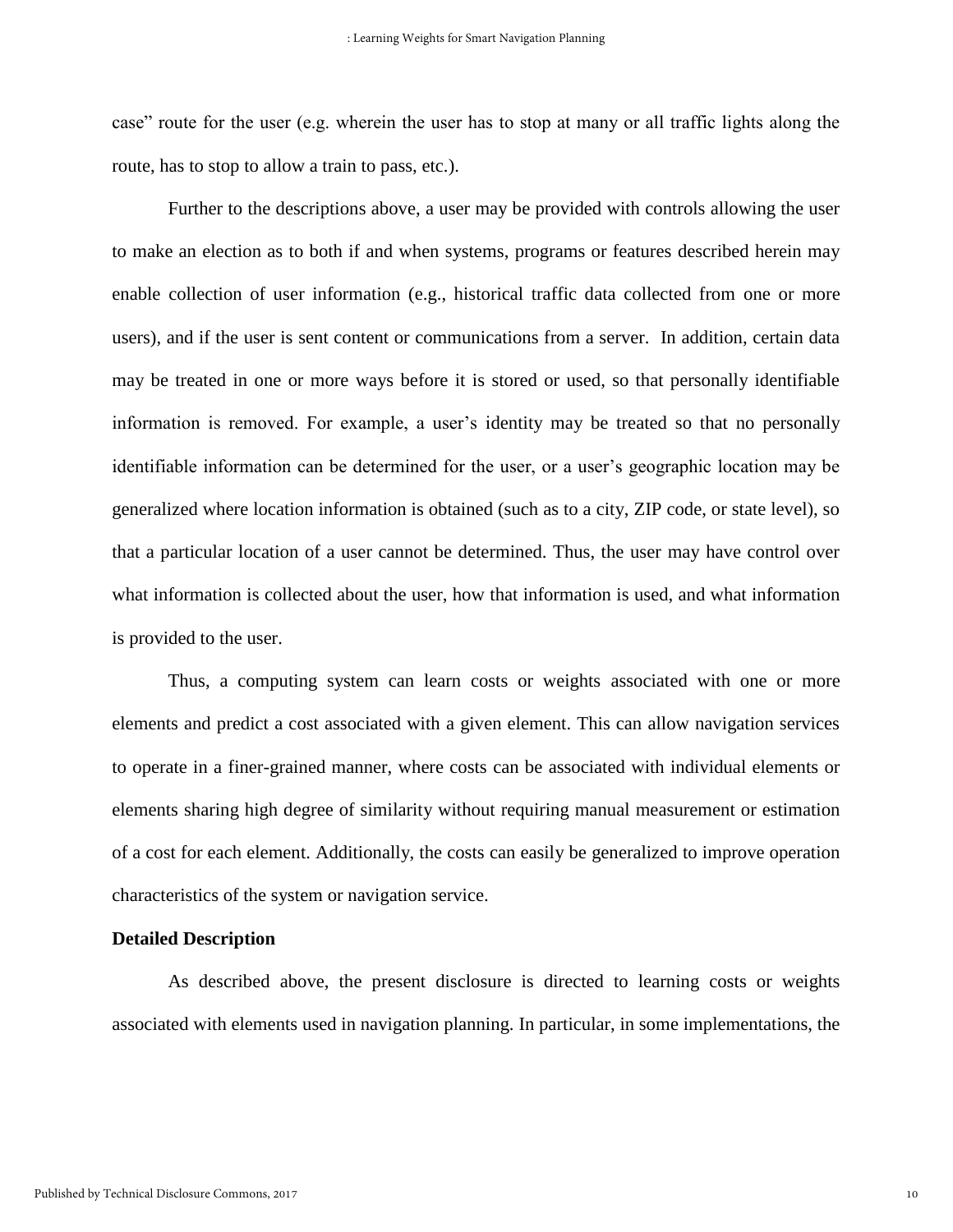case" route for the user (e.g. wherein the user has to stop at many or all traffic lights along the route, has to stop to allow a train to pass, etc.).

Further to the descriptions above, a user may be provided with controls allowing the user to make an election as to both if and when systems, programs or features described herein may enable collection of user information (e.g., historical traffic data collected from one or more users), and if the user is sent content or communications from a server. In addition, certain data may be treated in one or more ways before it is stored or used, so that personally identifiable information is removed. For example, a user's identity may be treated so that no personally identifiable information can be determined for the user, or a user's geographic location may be generalized where location information is obtained (such as to a city, ZIP code, or state level), so that a particular location of a user cannot be determined. Thus, the user may have control over what information is collected about the user, how that information is used, and what information is provided to the user.

Thus, a computing system can learn costs or weights associated with one or more elements and predict a cost associated with a given element. This can allow navigation services to operate in a finer-grained manner, where costs can be associated with individual elements or elements sharing high degree of similarity without requiring manual measurement or estimation of a cost for each element. Additionally, the costs can easily be generalized to improve operation characteristics of the system or navigation service.

**Detailed Description**

As described above, the present disclosure is directed to learning costs or weights associated with elements used in navigation planning. In particular, in some implementations, the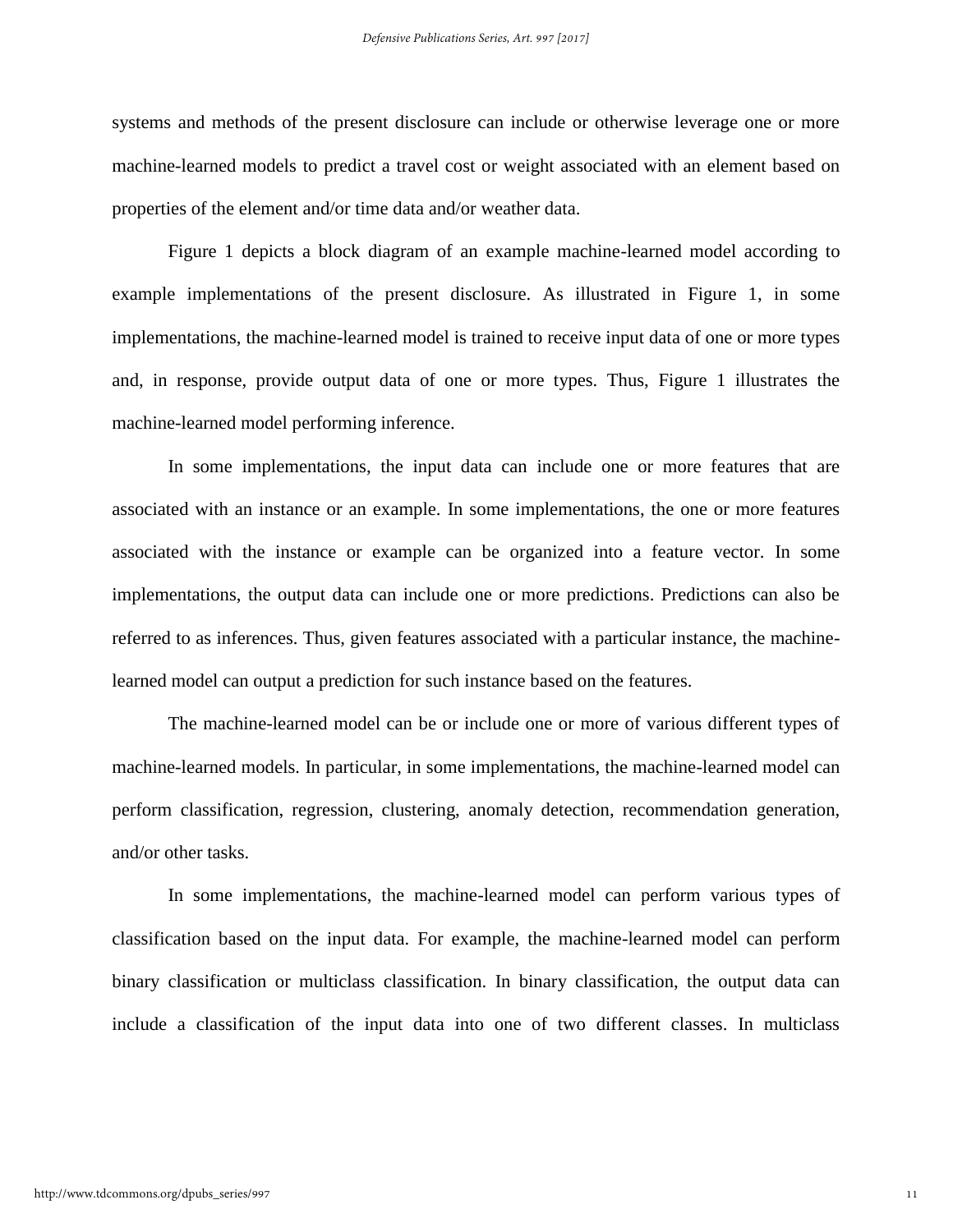systems and methods of the present disclosure can include or otherwise leverage one or more machine-learned models to predict a travel cost or weight associated with an element based on properties of the element and/or time data and/or weather data.

Figure 1 depicts a block diagram of an example machine-learned model according to example implementations of the present disclosure. As illustrated in Figure 1, in some implementations, the machine-learned model is trained to receive input data of one or more types and, in response, provide output data of one or more types. Thus, Figure 1 illustrates the machine-learned model performing inference.

In some implementations, the input data can include one or more features that are associated with an instance or an example. In some implementations, the one or more features associated with the instance or example can be organized into a feature vector. In some implementations, the output data can include one or more predictions. Predictions can also be referred to as inferences. Thus, given features associated with a particular instance, the machine-learned model can output a prediction for such instance based on the features.

The machine-learned model can be or include one or more of various different types of machine-learned models. In particular, in some implementations, the machine-learned model can perform classification, regression, clustering, anomaly detection, recommendation generation, and/or other tasks.

In some implementations, the machine-learned model can perform various types of classification based on the input data. For example, the machine-learned model can perform binary classification or multiclass classification. In binary classification, the output data can include a classification of the input data into one of two different classes. In multiclass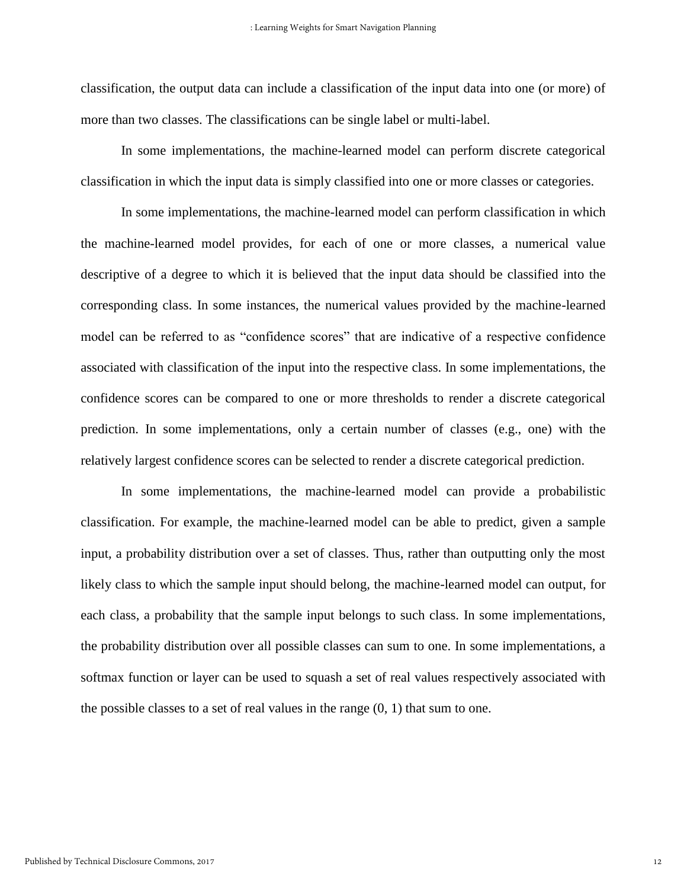classification, the output data can include a classification of the input data into one (or more) of more than two classes. The classifications can be single label or multi-label.

In some implementations, the machine-learned model can perform discrete categorical classification in which the input data is simply classified into one or more classes or categories.

In some implementations, the machine-learned model can perform classification in which the machine-learned model provides, for each of one or more classes, a numerical value descriptive of a degree to which it is believed that the input data should be classified into the corresponding class. In some instances, the numerical values provided by the machine-learned model can be referred to as "confidence scores" that are indicative of a respective confidence associated with classification of the input into the respective class. In some implementations, the confidence scores can be compared to one or more thresholds to render a discrete categorical prediction. In some implementations, only a certain number of classes (e.g., one) with the relatively largest confidence scores can be selected to render a discrete categorical prediction.

In some implementations, the machine-learned model can provide a probabilistic classification. For example, the machine-learned model can be able to predict, given a sample input, a probability distribution over a set of classes. Thus, rather than outputting only the most likely class to which the sample input should belong, the machine-learned model can output, for each class, a probability that the sample input belongs to such class. In some implementations, the probability distribution over all possible classes can sum to one. In some implementations, a softmax function or layer can be used to squash a set of real values respectively associated with the possible classes to a set of real values in the range (0, 1) that sum to one.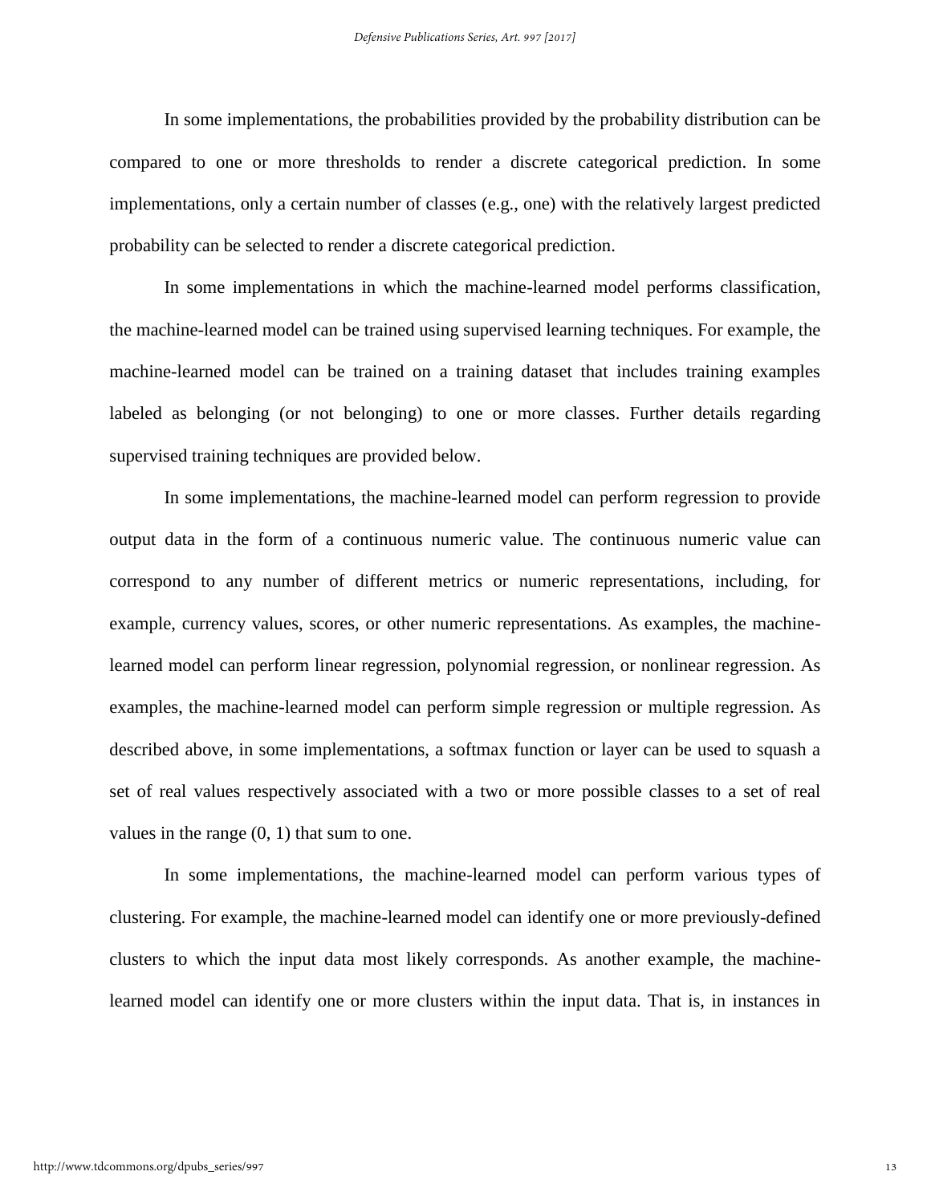In some implementations, the probabilities provided by the probability distribution can be compared to one or more thresholds to render a discrete categorical prediction. In some implementations, only a certain number of classes (e.g., one) with the relatively largest predicted probability can be selected to render a discrete categorical prediction.

In some implementations in which the machine-learned model performs classification, the machine-learned model can be trained using supervised learning techniques. For example, the machine-learned model can be trained on a training dataset that includes training examples labeled as belonging (or not belonging) to one or more classes. Further details regarding supervised training techniques are provided below.

In some implementations, the machine-learned model can perform regression to provide output data in the form of a continuous numeric value. The continuous numeric value can correspond to any number of different metrics or numeric representations, including, for example, currency values, scores, or other numeric representations. As examples, the machine-learned model can perform linear regression, polynomial regression, or nonlinear regression. As examples, the machine-learned model can perform simple regression or multiple regression. As described above, in some implementations, a softmax function or layer can be used to squash a set of real values respectively associated with a two or more possible classes to a set of real values in the range (0, 1) that sum to one.

In some implementations, the machine-learned model can perform various types of clustering. For example, the machine-learned model can identify one or more previously-defined clusters to which the input data most likely corresponds. As another example, the machine-learned model can identify one or more clusters within the input data. That is, in instances in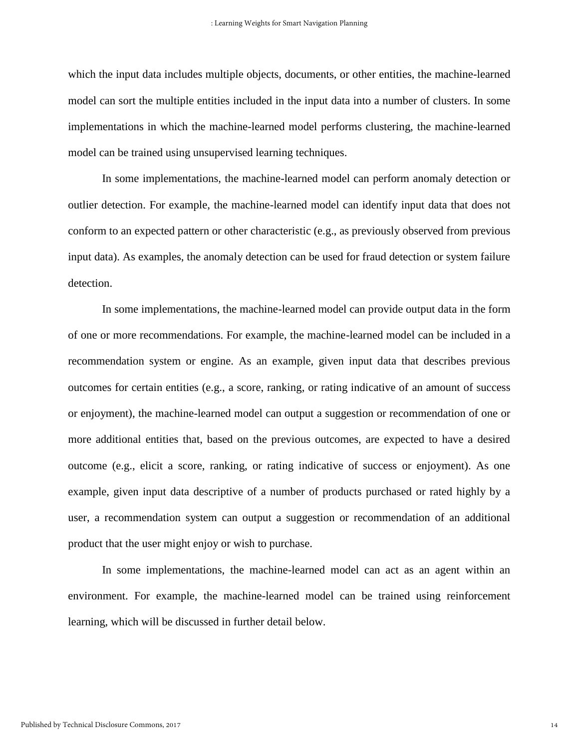which the input data includes multiple objects, documents, or other entities, the machine-learned model can sort the multiple entities included in the input data into a number of clusters. In some implementations in which the machine-learned model performs clustering, the machine-learned model can be trained using unsupervised learning techniques.

In some implementations, the machine-learned model can perform anomaly detection or outlier detection. For example, the machine-learned model can identify input data that does not conform to an expected pattern or other characteristic (e.g., as previously observed from previous input data). As examples, the anomaly detection can be used for fraud detection or system failure detection.

In some implementations, the machine-learned model can provide output data in the form of one or more recommendations. For example, the machine-learned model can be included in a recommendation system or engine. As an example, given input data that describes previous outcomes for certain entities (e.g., a score, ranking, or rating indicative of an amount of success or enjoyment), the machine-learned model can output a suggestion or recommendation of one or more additional entities that, based on the previous outcomes, are expected to have a desired outcome (e.g., elicit a score, ranking, or rating indicative of success or enjoyment). As one example, given input data descriptive of a number of products purchased or rated highly by a user, a recommendation system can output a suggestion or recommendation of an additional product that the user might enjoy or wish to purchase.

In some implementations, the machine-learned model can act as an agent within an environment. For example, the machine-learned model can be trained using reinforcement learning, which will be discussed in further detail below.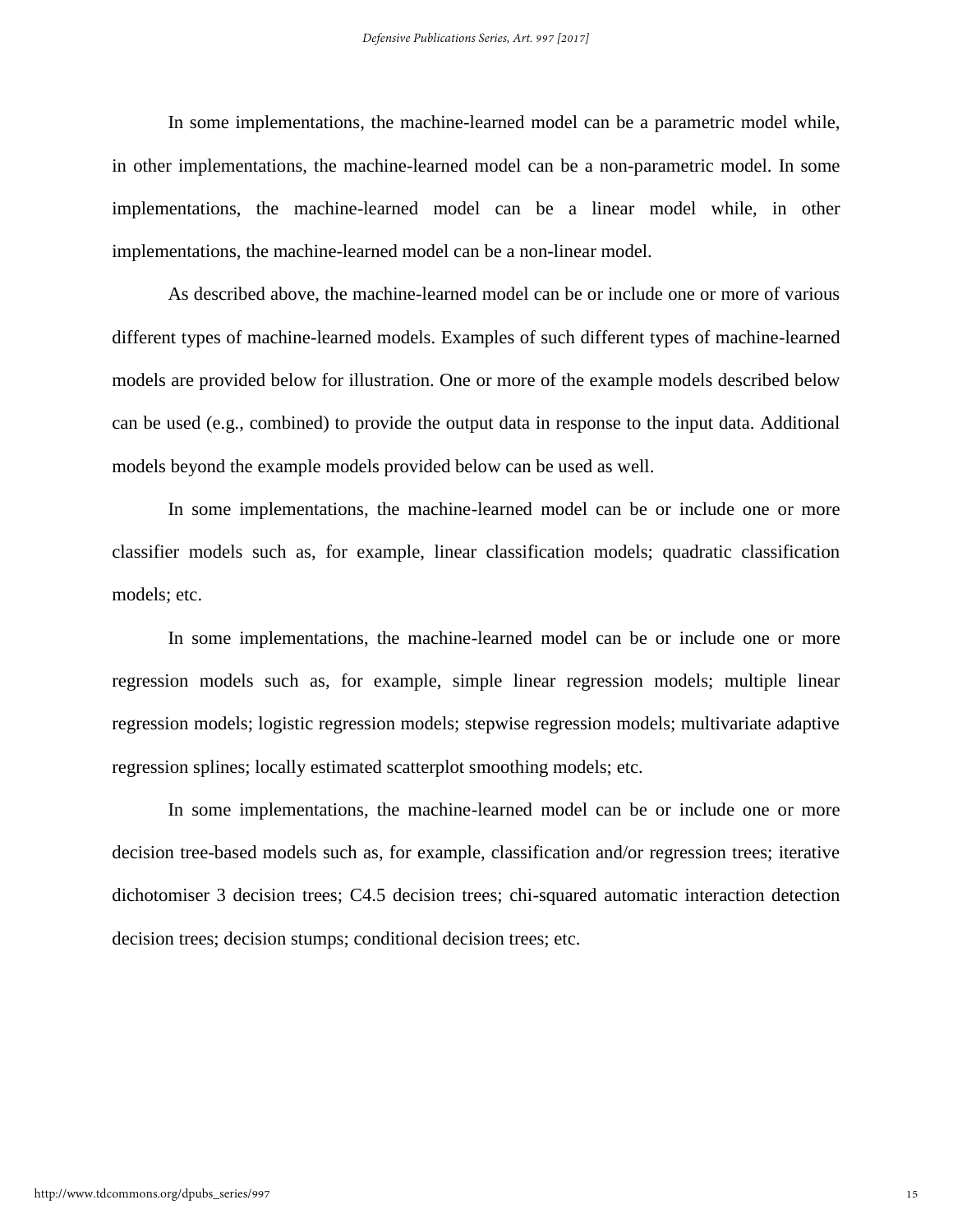In some implementations, the machine-learned model can be a parametric model while, in other implementations, the machine-learned model can be a non-parametric model. In some implementations, the machine-learned model can be a linear model while, in other implementations, the machine-learned model can be a non-linear model.

As described above, the machine-learned model can be or include one or more of various different types of machine-learned models. Examples of such different types of machine-learned models are provided below for illustration. One or more of the example models described below can be used (e.g., combined) to provide the output data in response to the input data. Additional models beyond the example models provided below can be used as well.

In some implementations, the machine-learned model can be or include one or more classifier models such as, for example, linear classification models; quadratic classification models; etc.

In some implementations, the machine-learned model can be or include one or more regression models such as, for example, simple linear regression models; multiple linear regression models; logistic regression models; stepwise regression models; multivariate adaptive regression splines; locally estimated scatterplot smoothing models; etc.

In some implementations, the machine-learned model can be or include one or more decision tree-based models such as, for example, classification and/or regression trees; iterative dichotomiser 3 decision trees; C4.5 decision trees; chi-squared automatic interaction detection decision trees; decision stumps; conditional decision trees; etc.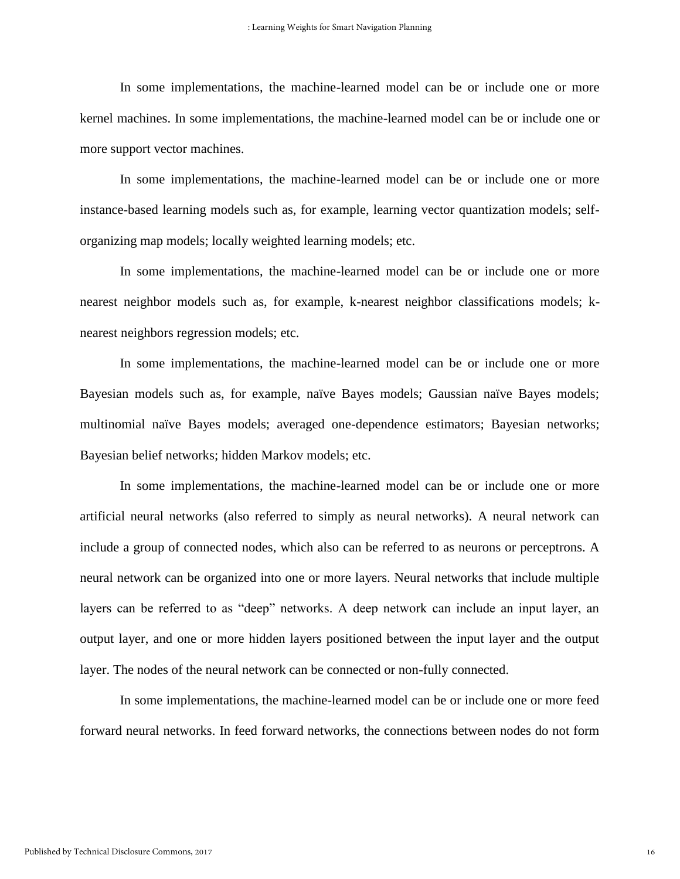In some implementations, the machine-learned model can be or include one or more kernel machines. In some implementations, the machine-learned model can be or include one or more support vector machines.

In some implementations, the machine-learned model can be or include one or more instance-based learning models such as, for example, learning vector quantization models; self-organizing map models; locally weighted learning models; etc.

In some implementations, the machine-learned model can be or include one or more nearest neighbor models such as, for example, k-nearest neighbor classifications models; k-nearest neighbors regression models; etc.

In some implementations, the machine-learned model can be or include one or more Bayesian models such as, for example, naïve Bayes models; Gaussian naïve Bayes models; multinomial naïve Bayes models; averaged one-dependence estimators; Bayesian networks; Bayesian belief networks; hidden Markov models; etc.

In some implementations, the machine-learned model can be or include one or more artificial neural networks (also referred to simply as neural networks). A neural network can include a group of connected nodes, which also can be referred to as neurons or perceptrons. A neural network can be organized into one or more layers. Neural networks that include multiple layers can be referred to as "deep" networks. A deep network can include an input layer, an output layer, and one or more hidden layers positioned between the input layer and the output layer. The nodes of the neural network can be connected or non-fully connected.

In some implementations, the machine-learned model can be or include one or more feed forward neural networks. In feed forward networks, the connections between nodes do not form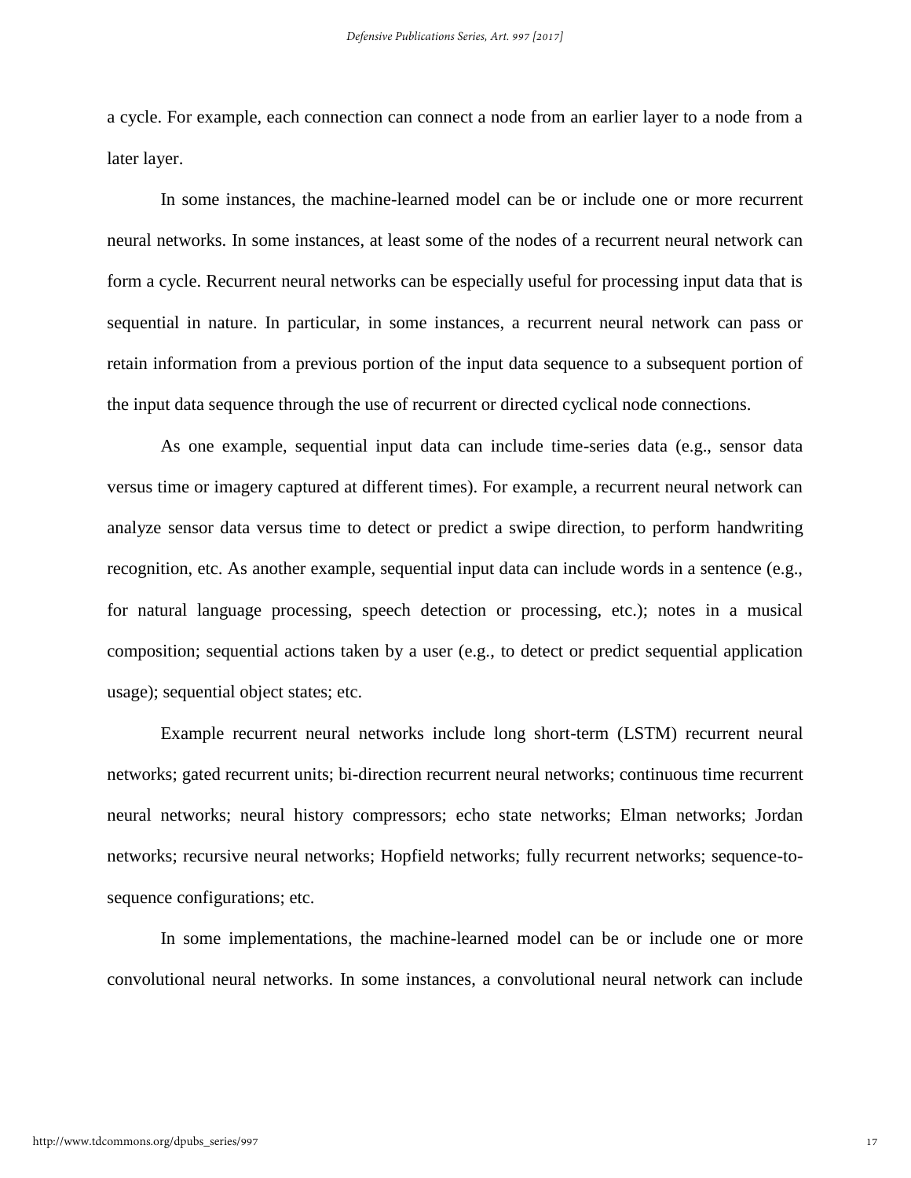a cycle. For example, each connection can connect a node from an earlier layer to a node from a later layer.

In some instances, the machine-learned model can be or include one or more recurrent neural networks. In some instances, at least some of the nodes of a recurrent neural network can form a cycle. Recurrent neural networks can be especially useful for processing input data that is sequential in nature. In particular, in some instances, a recurrent neural network can pass or retain information from a previous portion of the input data sequence to a subsequent portion of the input data sequence through the use of recurrent or directed cyclical node connections.

As one example, sequential input data can include time-series data (e.g., sensor data versus time or imagery captured at different times). For example, a recurrent neural network can analyze sensor data versus time to detect or predict a swipe direction, to perform handwriting recognition, etc. As another example, sequential input data can include words in a sentence (e.g., for natural language processing, speech detection or processing, etc.); notes in a musical composition; sequential actions taken by a user (e.g., to detect or predict sequential application usage); sequential object states; etc.

Example recurrent neural networks include long short-term (LSTM) recurrent neural networks; gated recurrent units; bi-direction recurrent neural networks; continuous time recurrent neural networks; neural history compressors; echo state networks; Elman networks; Jordan networks; recursive neural networks; Hopfield networks; fully recurrent networks; sequence-to-sequence configurations; etc.

In some implementations, the machine-learned model can be or include one or more convolutional neural networks. In some instances, a convolutional neural network can include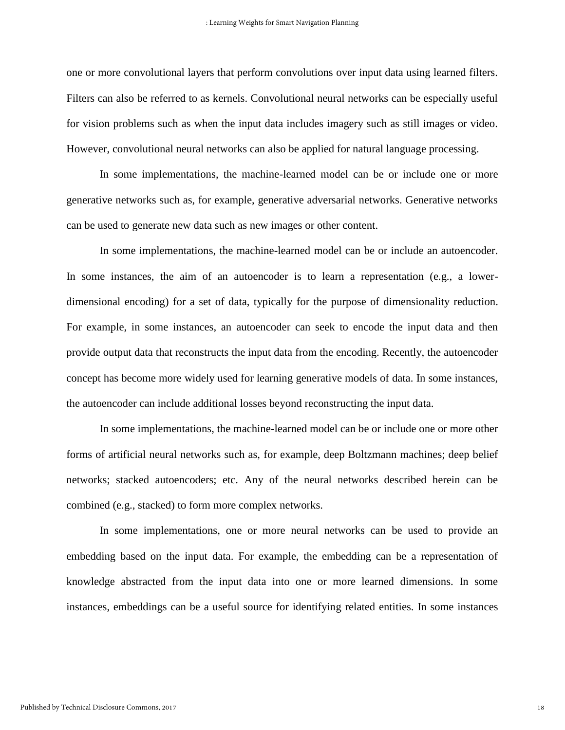one or more convolutional layers that perform convolutions over input data using learned filters. Filters can also be referred to as kernels. Convolutional neural networks can be especially useful for vision problems such as when the input data includes imagery such as still images or video. However, convolutional neural networks can also be applied for natural language processing.

In some implementations, the machine-learned model can be or include one or more generative networks such as, for example, generative adversarial networks. Generative networks can be used to generate new data such as new images or other content.

In some implementations, the machine-learned model can be or include an autoencoder. In some instances, the aim of an autoencoder is to learn a representation (e.g., a lower-dimensional encoding) for a set of data, typically for the purpose of dimensionality reduction. For example, in some instances, an autoencoder can seek to encode the input data and then provide output data that reconstructs the input data from the encoding. Recently, the autoencoder concept has become more widely used for learning generative models of data. In some instances, the autoencoder can include additional losses beyond reconstructing the input data.

In some implementations, the machine-learned model can be or include one or more other forms of artificial neural networks such as, for example, deep Boltzmann machines; deep belief networks; stacked autoencoders; etc. Any of the neural networks described herein can be combined (e.g., stacked) to form more complex networks.

In some implementations, one or more neural networks can be used to provide an embedding based on the input data. For example, the embedding can be a representation of knowledge abstracted from the input data into one or more learned dimensions. In some instances, embeddings can be a useful source for identifying related entities. In some instances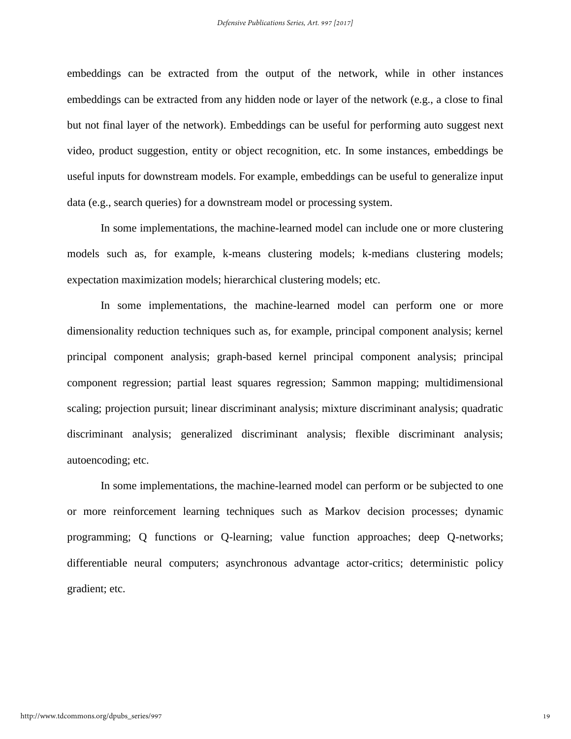embeddings can be extracted from the output of the network, while in other instances embeddings can be extracted from any hidden node or layer of the network (e.g., a close to final but not final layer of the network). Embeddings can be useful for performing auto suggest next video, product suggestion, entity or object recognition, etc. In some instances, embeddings be useful inputs for downstream models. For example, embeddings can be useful to generalize input data (e.g., search queries) for a downstream model or processing system.

In some implementations, the machine-learned model can include one or more clustering models such as, for example, k-means clustering models; k-medians clustering models; expectation maximization models; hierarchical clustering models; etc.

In some implementations, the machine-learned model can perform one or more dimensionality reduction techniques such as, for example, principal component analysis; kernel principal component analysis; graph-based kernel principal component analysis; principal component regression; partial least squares regression; Sammon mapping; multidimensional scaling; projection pursuit; linear discriminant analysis; mixture discriminant analysis; quadratic discriminant analysis; generalized discriminant analysis; flexible discriminant analysis; autoencoding; etc.

In some implementations, the machine-learned model can perform or be subjected to one or more reinforcement learning techniques such as Markov decision processes; dynamic programming; Q functions or Q-learning; value function approaches; deep Q-networks; differentiable neural computers; asynchronous advantage actor-critics; deterministic policy gradient; etc.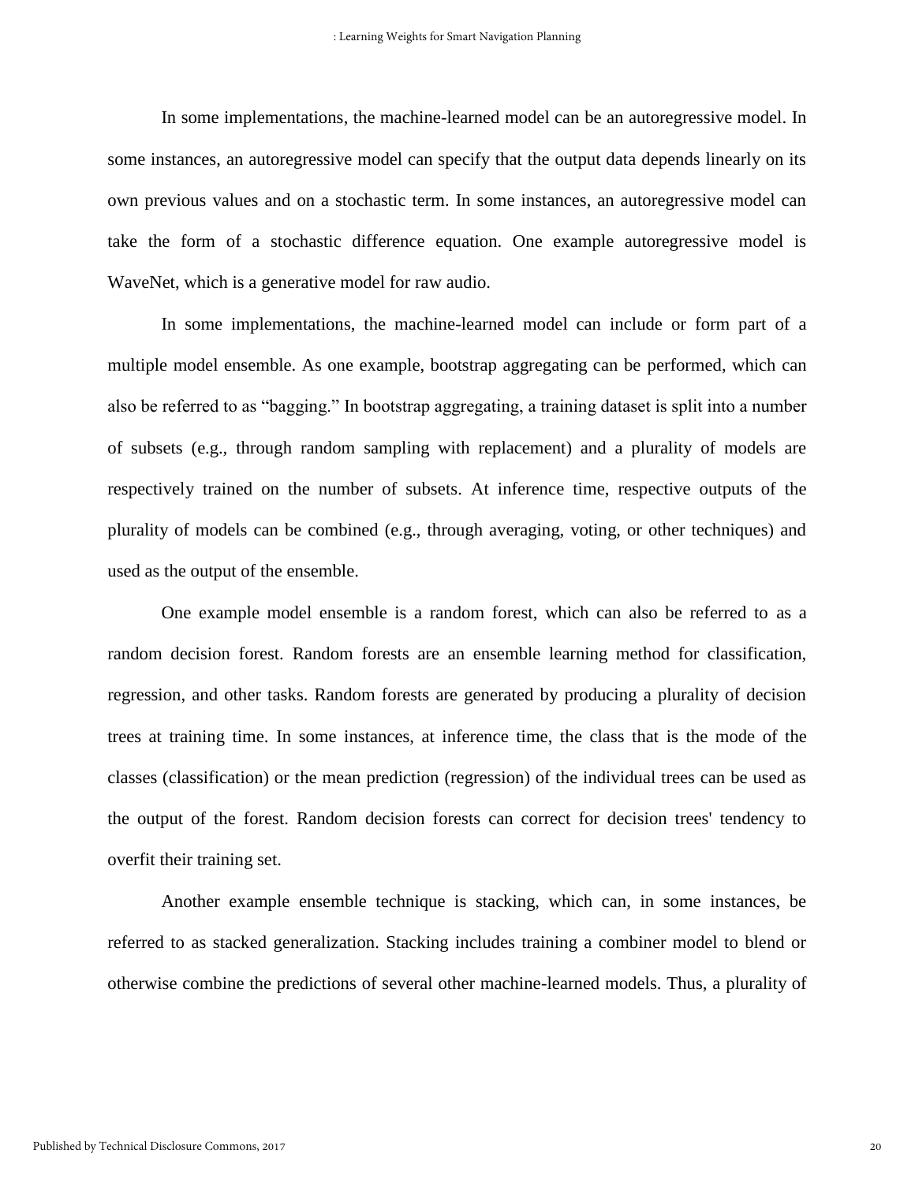In some implementations, the machine-learned model can be an autoregressive model. In some instances, an autoregressive model can specify that the output data depends linearly on its own previous values and on a stochastic term. In some instances, an autoregressive model can take the form of a stochastic difference equation. One example autoregressive model is WaveNet, which is a generative model for raw audio.

In some implementations, the machine-learned model can include or form part of a multiple model ensemble. As one example, bootstrap aggregating can be performed, which can also be referred to as "bagging." In bootstrap aggregating, a training dataset is split into a number of subsets (e.g., through random sampling with replacement) and a plurality of models are respectively trained on the number of subsets. At inference time, respective outputs of the plurality of models can be combined (e.g., through averaging, voting, or other techniques) and used as the output of the ensemble.

One example model ensemble is a random forest, which can also be referred to as a random decision forest. Random forests are an ensemble learning method for classification, regression, and other tasks. Random forests are generated by producing a plurality of decision trees at training time. In some instances, at inference time, the class that is the mode of the classes (classification) or the mean prediction (regression) of the individual trees can be used as the output of the forest. Random decision forests can correct for decision trees' tendency to overfit their training set.

Another example ensemble technique is stacking, which can, in some instances, be referred to as stacked generalization. Stacking includes training a combiner model to blend or otherwise combine the predictions of several other machine-learned models. Thus, a plurality of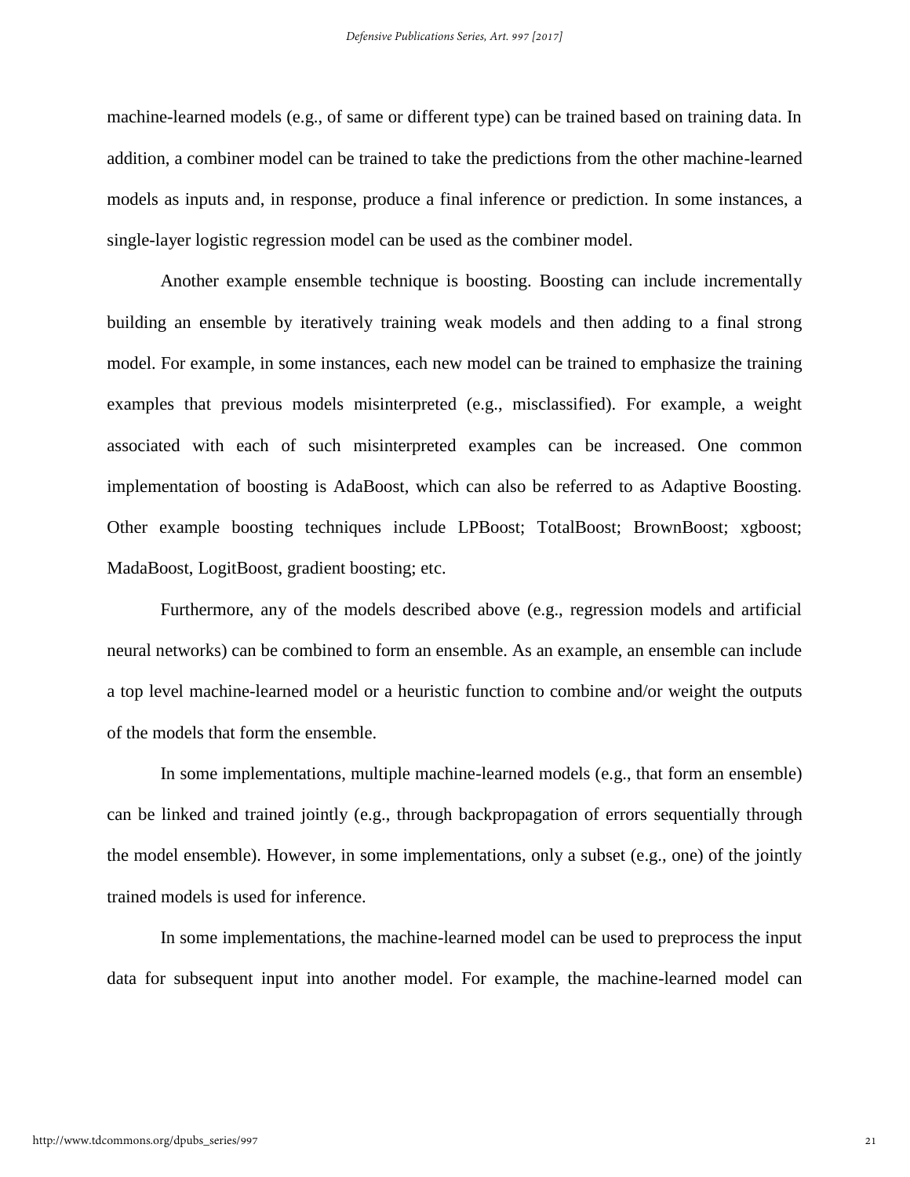machine-learned models (e.g., of same or different type) can be trained based on training data. In addition, a combiner model can be trained to take the predictions from the other machine-learned models as inputs and, in response, produce a final inference or prediction. In some instances, a single-layer logistic regression model can be used as the combiner model.

Another example ensemble technique is boosting. Boosting can include incrementally building an ensemble by iteratively training weak models and then adding to a final strong model. For example, in some instances, each new model can be trained to emphasize the training examples that previous models misinterpreted (e.g., misclassified). For example, a weight associated with each of such misinterpreted examples can be increased. One common implementation of boosting is AdaBoost, which can also be referred to as Adaptive Boosting. Other example boosting techniques include LPBoost; TotalBoost; BrownBoost; xgboost; MadaBoost, LogitBoost, gradient boosting; etc.

Furthermore, any of the models described above (e.g., regression models and artificial neural networks) can be combined to form an ensemble. As an example, an ensemble can include a top level machine-learned model or a heuristic function to combine and/or weight the outputs of the models that form the ensemble.

In some implementations, multiple machine-learned models (e.g., that form an ensemble) can be linked and trained jointly (e.g., through backpropagation of errors sequentially through the model ensemble). However, in some implementations, only a subset (e.g., one) of the jointly trained models is used for inference.

In some implementations, the machine-learned model can be used to preprocess the input data for subsequent input into another model. For example, the machine-learned model can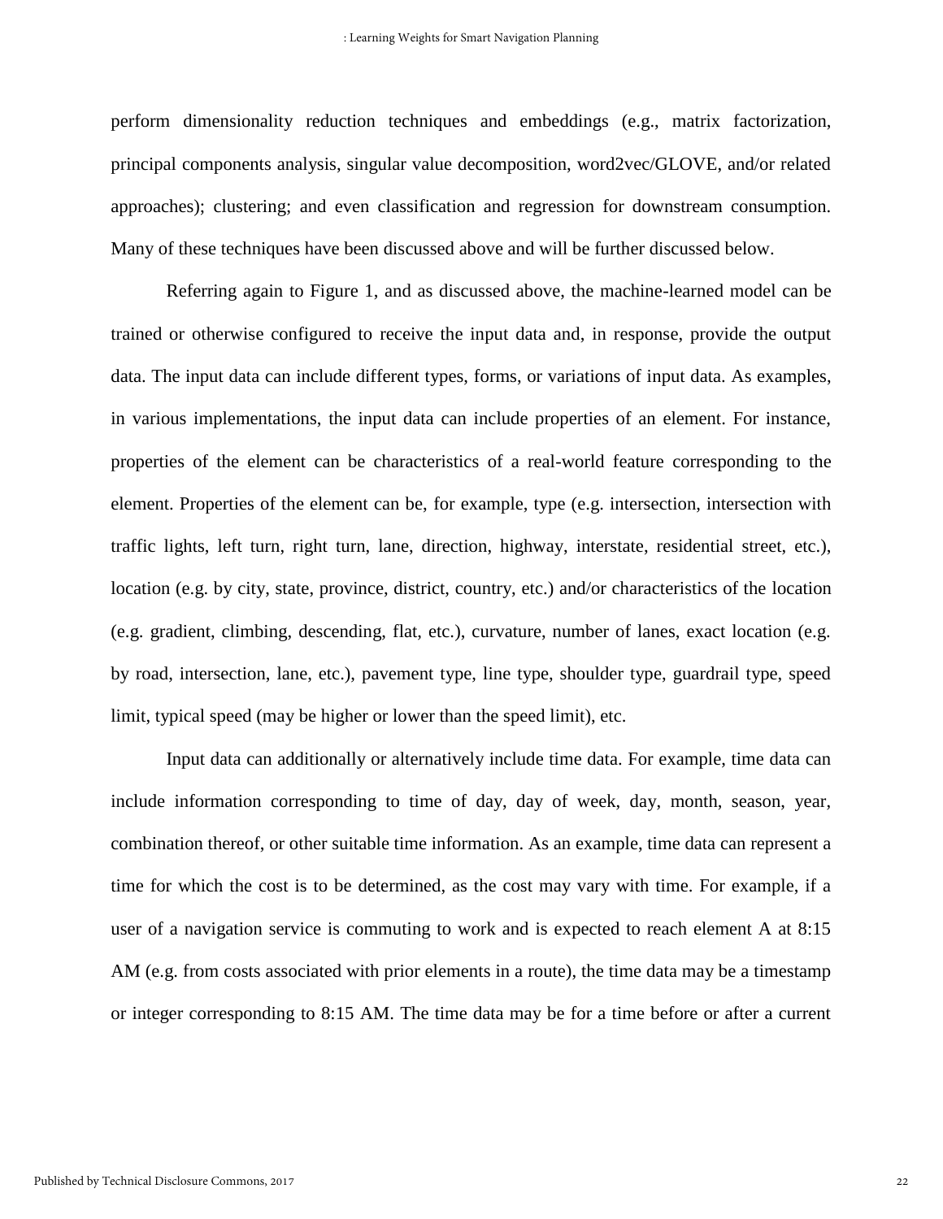perform dimensionality reduction techniques and embeddings (e.g., matrix factorization, principal components analysis, singular value decomposition, word2vec/GLOVE, and/or related approaches); clustering; and even classification and regression for downstream consumption. Many of these techniques have been discussed above and will be further discussed below.

Referring again to Figure 1, and as discussed above, the machine-learned model can be trained or otherwise configured to receive the input data and, in response, provide the output data. The input data can include different types, forms, or variations of input data. As examples, in various implementations, the input data can include properties of an element. For instance, properties of the element can be characteristics of a real-world feature corresponding to the element. Properties of the element can be, for example, type (e.g. intersection, intersection with traffic lights, left turn, right turn, lane, direction, highway, interstate, residential street, etc.), location (e.g. by city, state, province, district, country, etc.) and/or characteristics of the location (e.g. gradient, climbing, descending, flat, etc.), curvature, number of lanes, exact location (e.g. by road, intersection, lane, etc.), pavement type, line type, shoulder type, guardrail type, speed limit, typical speed (may be higher or lower than the speed limit), etc.

Input data can additionally or alternatively include time data. For example, time data can include information corresponding to time of day, day of week, day, month, season, year, combination thereof, or other suitable time information. As an example, time data can represent a time for which the cost is to be determined, as the cost may vary with time. For example, if a user of a navigation service is commuting to work and is expected to reach element A at 8:15 AM (e.g. from costs associated with prior elements in a route), the time data may be a timestamp or integer corresponding to 8:15 AM. The time data may be for a time before or after a current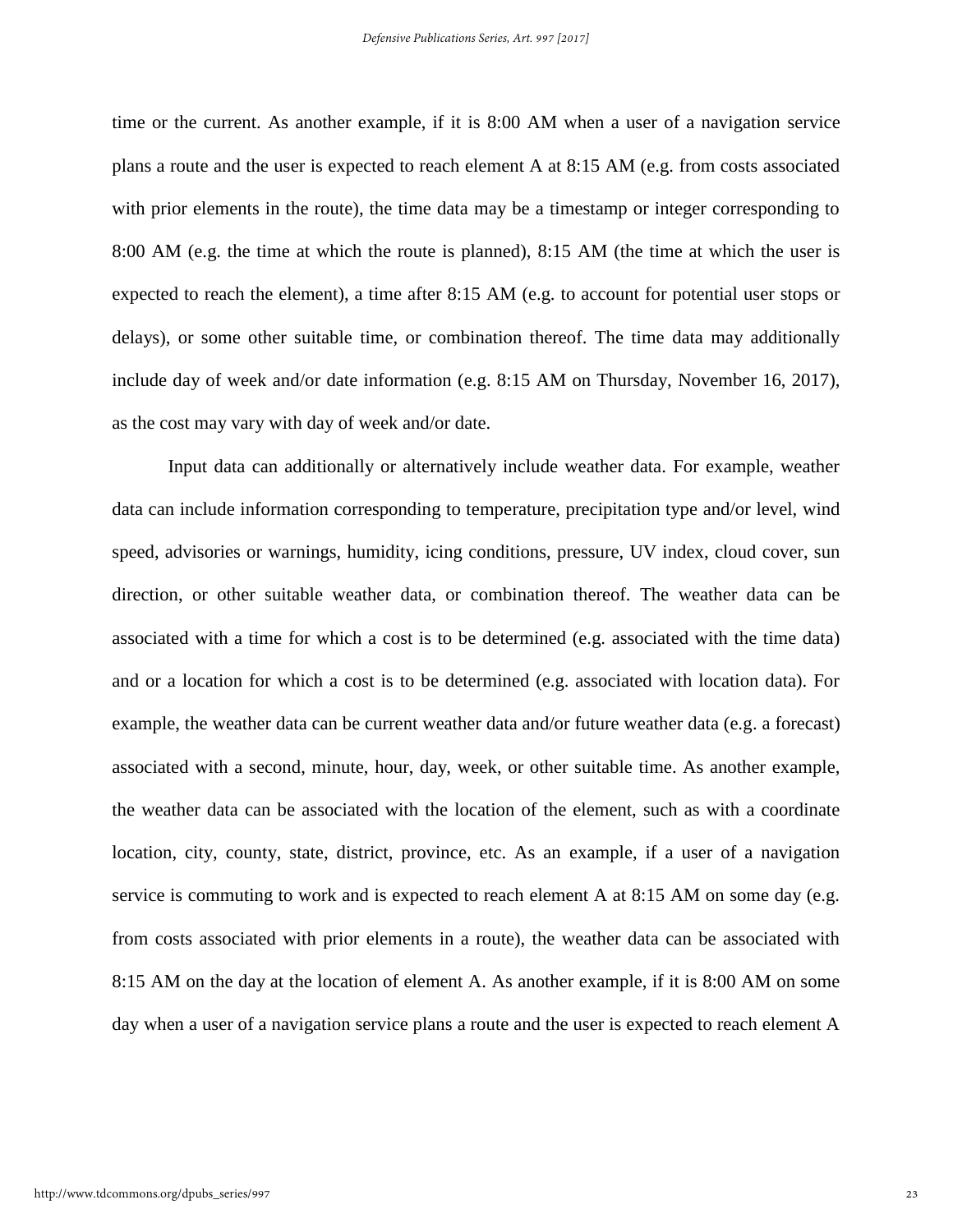time or the current. As another example, if it is 8:00 AM when a user of a navigation service plans a route and the user is expected to reach element A at 8:15 AM (e.g. from costs associated with prior elements in the route), the time data may be a timestamp or integer corresponding to 8:00 AM (e.g. the time at which the route is planned), 8:15 AM (the time at which the user is expected to reach the element), a time after 8:15 AM (e.g. to account for potential user stops or delays), or some other suitable time, or combination thereof. The time data may additionally include day of week and/or date information (e.g. 8:15 AM on Thursday, November 16, 2017), as the cost may vary with day of week and/or date.

Input data can additionally or alternatively include weather data. For example, weather data can include information corresponding to temperature, precipitation type and/or level, wind speed, advisories or warnings, humidity, icing conditions, pressure, UV index, cloud cover, sun direction, or other suitable weather data, or combination thereof. The weather data can be associated with a time for which a cost is to be determined (e.g. associated with the time data) and or a location for which a cost is to be determined (e.g. associated with location data). For example, the weather data can be current weather data and/or future weather data (e.g. a forecast) associated with a second, minute, hour, day, week, or other suitable time. As another example, the weather data can be associated with the location of the element, such as with a coordinate location, city, county, state, district, province, etc. As an example, if a user of a navigation service is commuting to work and is expected to reach element A at 8:15 AM on some day (e.g. from costs associated with prior elements in a route), the weather data can be associated with 8:15 AM on the day at the location of element A. As another example, if it is 8:00 AM on some day when a user of a navigation service plans a route and the user is expected to reach element A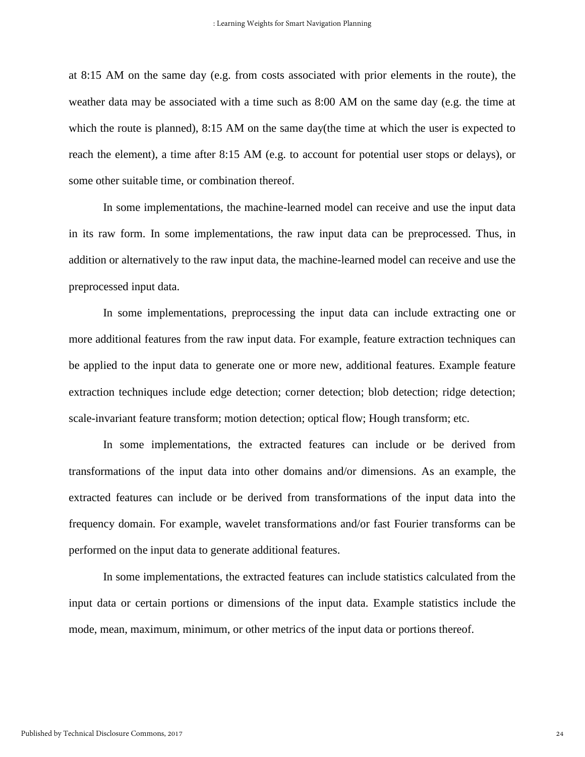at 8:15 AM on the same day (e.g. from costs associated with prior elements in the route), the weather data may be associated with a time such as 8:00 AM on the same day (e.g. the time at which the route is planned), 8:15 AM on the same day(the time at which the user is expected to reach the element), a time after 8:15 AM (e.g. to account for potential user stops or delays), or some other suitable time, or combination thereof.

In some implementations, the machine-learned model can receive and use the input data in its raw form. In some implementations, the raw input data can be preprocessed. Thus, in addition or alternatively to the raw input data, the machine-learned model can receive and use the preprocessed input data.

In some implementations, preprocessing the input data can include extracting one or more additional features from the raw input data. For example, feature extraction techniques can be applied to the input data to generate one or more new, additional features. Example feature extraction techniques include edge detection; corner detection; blob detection; ridge detection; scale-invariant feature transform; motion detection; optical flow; Hough transform; etc.

In some implementations, the extracted features can include or be derived from transformations of the input data into other domains and/or dimensions. As an example, the extracted features can include or be derived from transformations of the input data into the frequency domain. For example, wavelet transformations and/or fast Fourier transforms can be performed on the input data to generate additional features.

In some implementations, the extracted features can include statistics calculated from the input data or certain portions or dimensions of the input data. Example statistics include the mode, mean, maximum, minimum, or other metrics of the input data or portions thereof.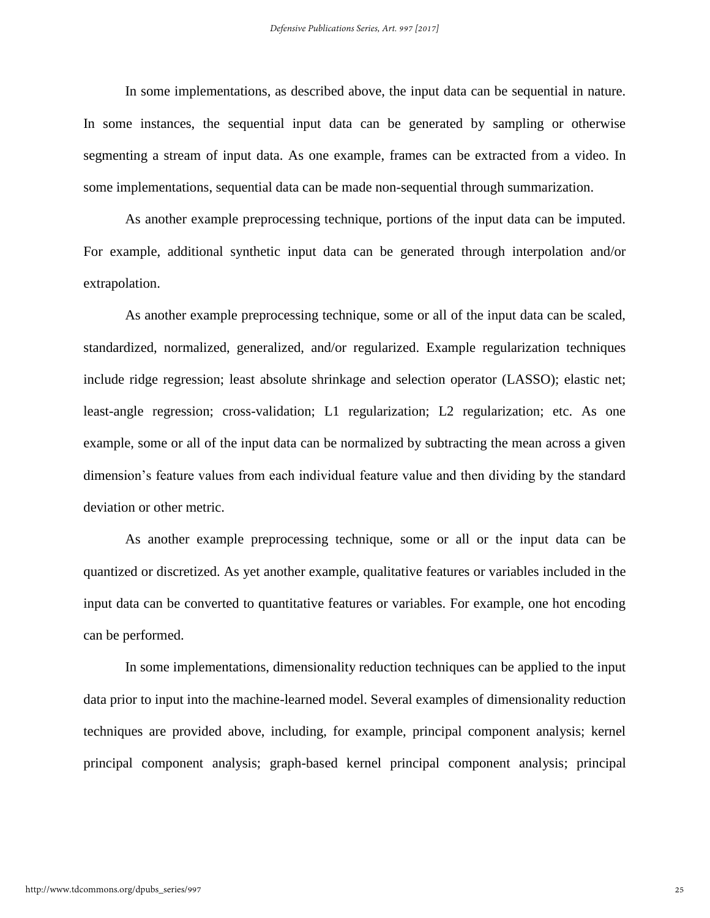In some implementations, as described above, the input data can be sequential in nature. In some instances, the sequential input data can be generated by sampling or otherwise segmenting a stream of input data. As one example, frames can be extracted from a video. In some implementations, sequential data can be made non-sequential through summarization.

As another example preprocessing technique, portions of the input data can be imputed. For example, additional synthetic input data can be generated through interpolation and/or extrapolation.

As another example preprocessing technique, some or all of the input data can be scaled, standardized, normalized, generalized, and/or regularized. Example regularization techniques include ridge regression; least absolute shrinkage and selection operator (LASSO); elastic net; least-angle regression; cross-validation; L1 regularization; L2 regularization; etc. As one example, some or all of the input data can be normalized by subtracting the mean across a given dimension's feature values from each individual feature value and then dividing by the standard deviation or other metric.

As another example preprocessing technique, some or all or the input data can be quantized or discretized. As yet another example, qualitative features or variables included in the input data can be converted to quantitative features or variables. For example, one hot encoding can be performed.

In some implementations, dimensionality reduction techniques can be applied to the input data prior to input into the machine-learned model. Several examples of dimensionality reduction techniques are provided above, including, for example, principal component analysis; kernel principal component analysis; graph-based kernel principal component analysis; principal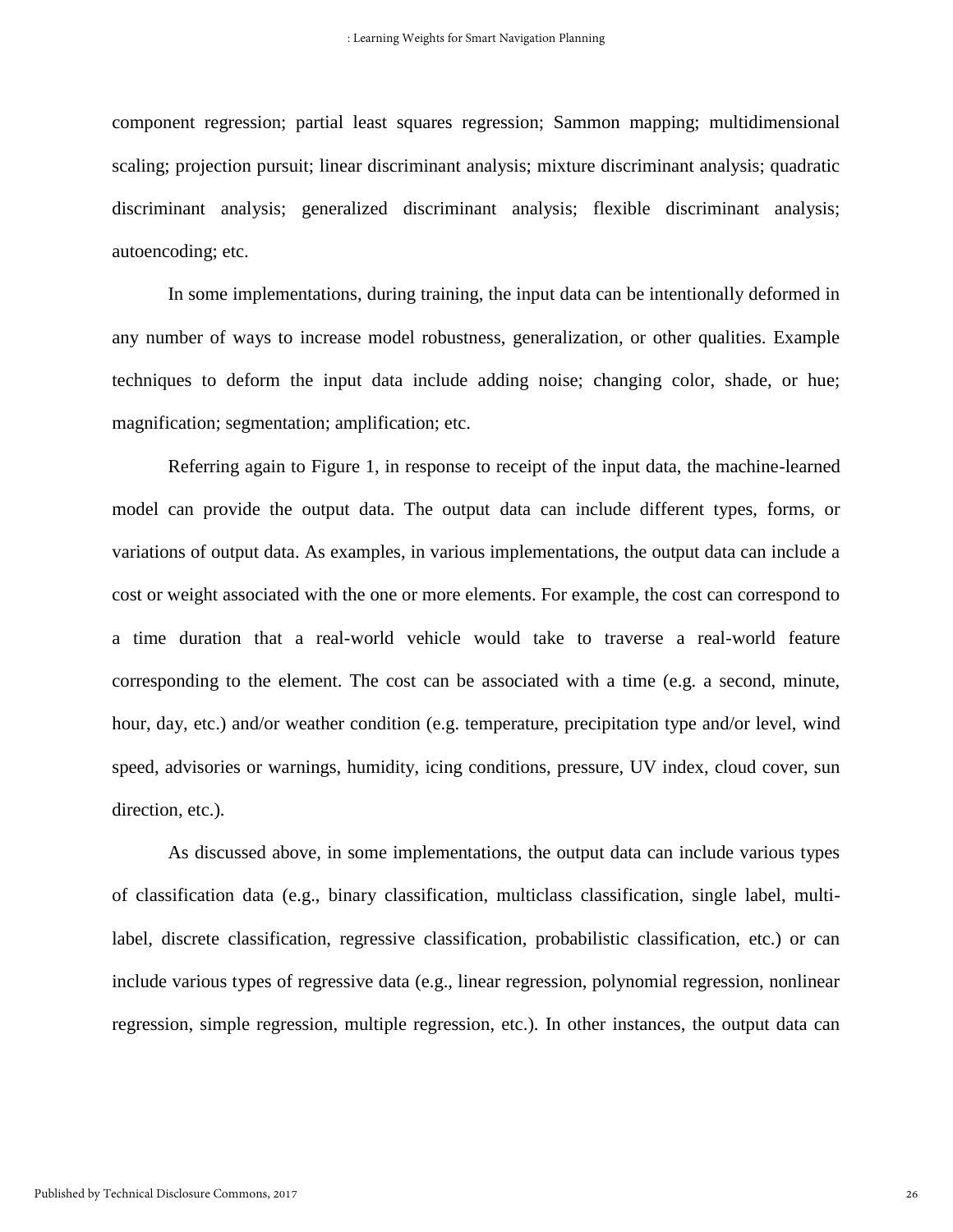component regression; partial least squares regression; Sammon mapping; multidimensional scaling; projection pursuit; linear discriminant analysis; mixture discriminant analysis; quadratic discriminant analysis; generalized discriminant analysis; flexible discriminant analysis; autoencoding; etc.

In some implementations, during training, the input data can be intentionally deformed in any number of ways to increase model robustness, generalization, or other qualities. Example techniques to deform the input data include adding noise; changing color, shade, or hue; magnification; segmentation; amplification; etc.

Referring again to Figure 1, in response to receipt of the input data, the machine-learned model can provide the output data. The output data can include different types, forms, or variations of output data. As examples, in various implementations, the output data can include a cost or weight associated with the one or more elements. For example, the cost can correspond to a time duration that a real-world vehicle would take to traverse a real-world feature corresponding to the element. The cost can be associated with a time (e.g. a second, minute, hour, day, etc.) and/or weather condition (e.g. temperature, precipitation type and/or level, wind speed, advisories or warnings, humidity, icing conditions, pressure, UV index, cloud cover, sun direction, etc.).

As discussed above, in some implementations, the output data can include various types of classification data (e.g., binary classification, multiclass classification, single label, multi-label, discrete classification, regressive classification, probabilistic classification, etc.) or can include various types of regressive data (e.g., linear regression, polynomial regression, nonlinear regression, simple regression, multiple regression, etc.). In other instances, the output data can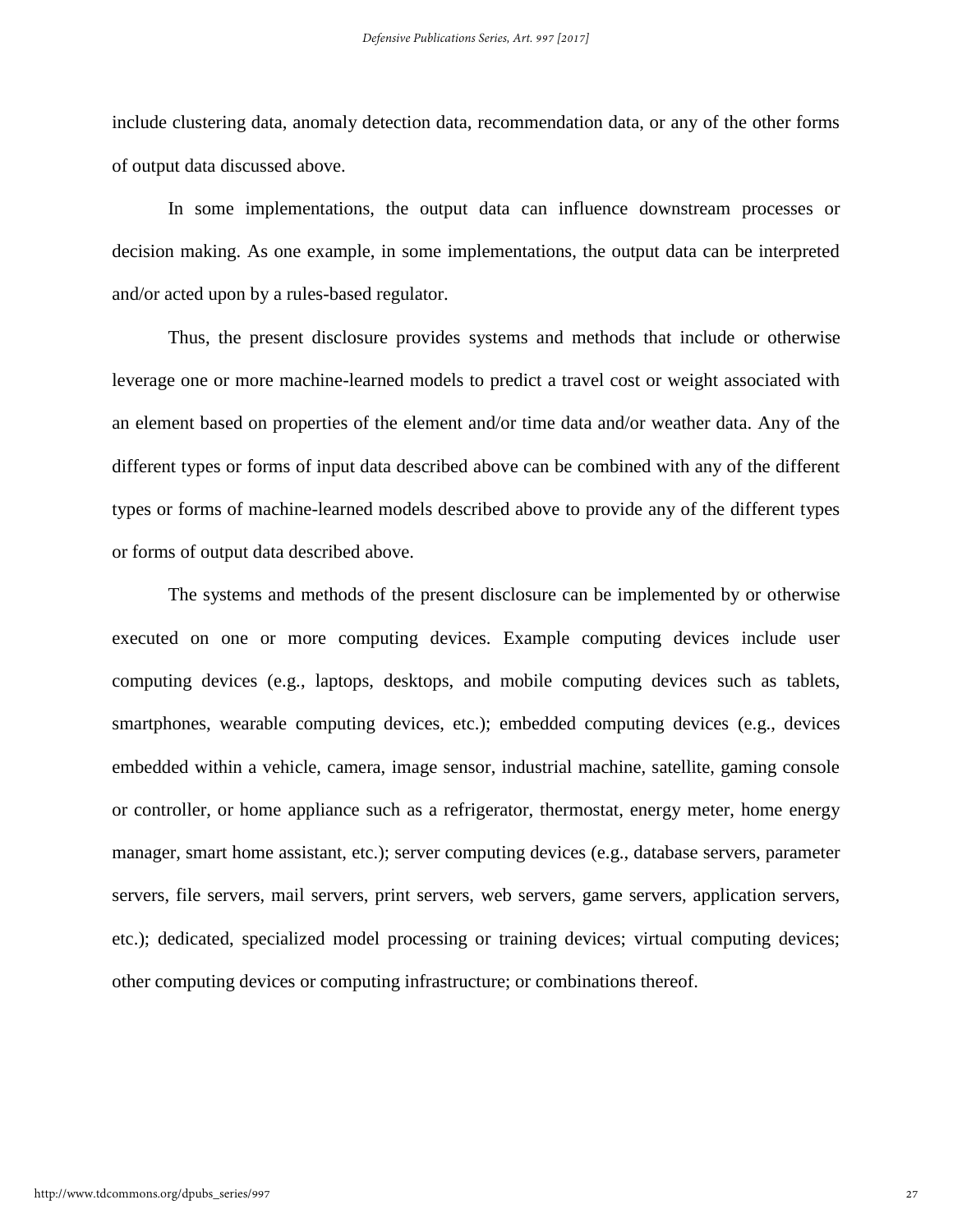include clustering data, anomaly detection data, recommendation data, or any of the other forms of output data discussed above.

In some implementations, the output data can influence downstream processes or decision making. As one example, in some implementations, the output data can be interpreted and/or acted upon by a rules-based regulator.

Thus, the present disclosure provides systems and methods that include or otherwise leverage one or more machine-learned models to predict a travel cost or weight associated with an element based on properties of the element and/or time data and/or weather data. Any of the different types or forms of input data described above can be combined with any of the different types or forms of machine-learned models described above to provide any of the different types or forms of output data described above.

The systems and methods of the present disclosure can be implemented by or otherwise executed on one or more computing devices. Example computing devices include user computing devices (e.g., laptops, desktops, and mobile computing devices such as tablets, smartphones, wearable computing devices, etc.); embedded computing devices (e.g., devices embedded within a vehicle, camera, image sensor, industrial machine, satellite, gaming console or controller, or home appliance such as a refrigerator, thermostat, energy meter, home energy manager, smart home assistant, etc.); server computing devices (e.g., database servers, parameter servers, file servers, mail servers, print servers, web servers, game servers, application servers, etc.); dedicated, specialized model processing or training devices; virtual computing devices; other computing devices or computing infrastructure; or combinations thereof.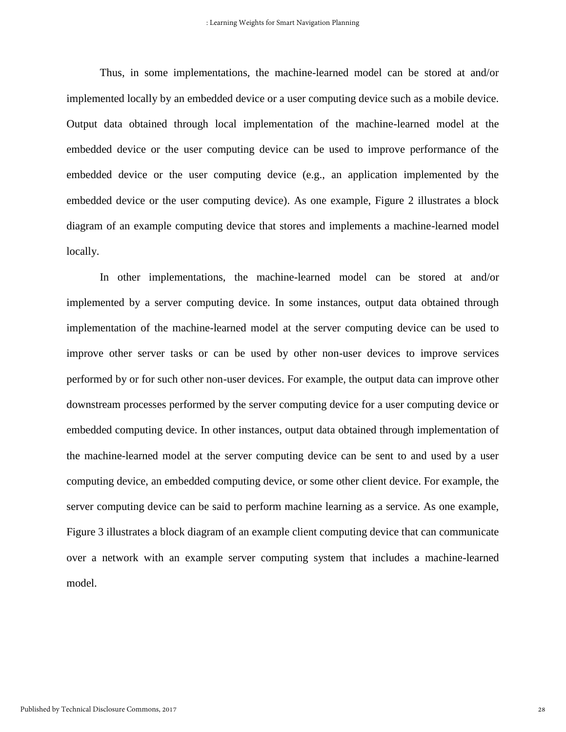Thus, in some implementations, the machine-learned model can be stored at and/or implemented locally by an embedded device or a user computing device such as a mobile device. Output data obtained through local implementation of the machine-learned model at the embedded device or the user computing device can be used to improve performance of the embedded device or the user computing device (e.g., an application implemented by the embedded device or the user computing device). As one example, Figure 2 illustrates a block diagram of an example computing device that stores and implements a machine-learned model locally.

In other implementations, the machine-learned model can be stored at and/or implemented by a server computing device. In some instances, output data obtained through implementation of the machine-learned model at the server computing device can be used to improve other server tasks or can be used by other non-user devices to improve services performed by or for such other non-user devices. For example, the output data can improve other downstream processes performed by the server computing device for a user computing device or embedded computing device. In other instances, output data obtained through implementation of the machine-learned model at the server computing device can be sent to and used by a user computing device, an embedded computing device, or some other client device. For example, the server computing device can be said to perform machine learning as a service. As one example, Figure 3 illustrates a block diagram of an example client computing device that can communicate over a network with an example server computing system that includes a machine-learned model.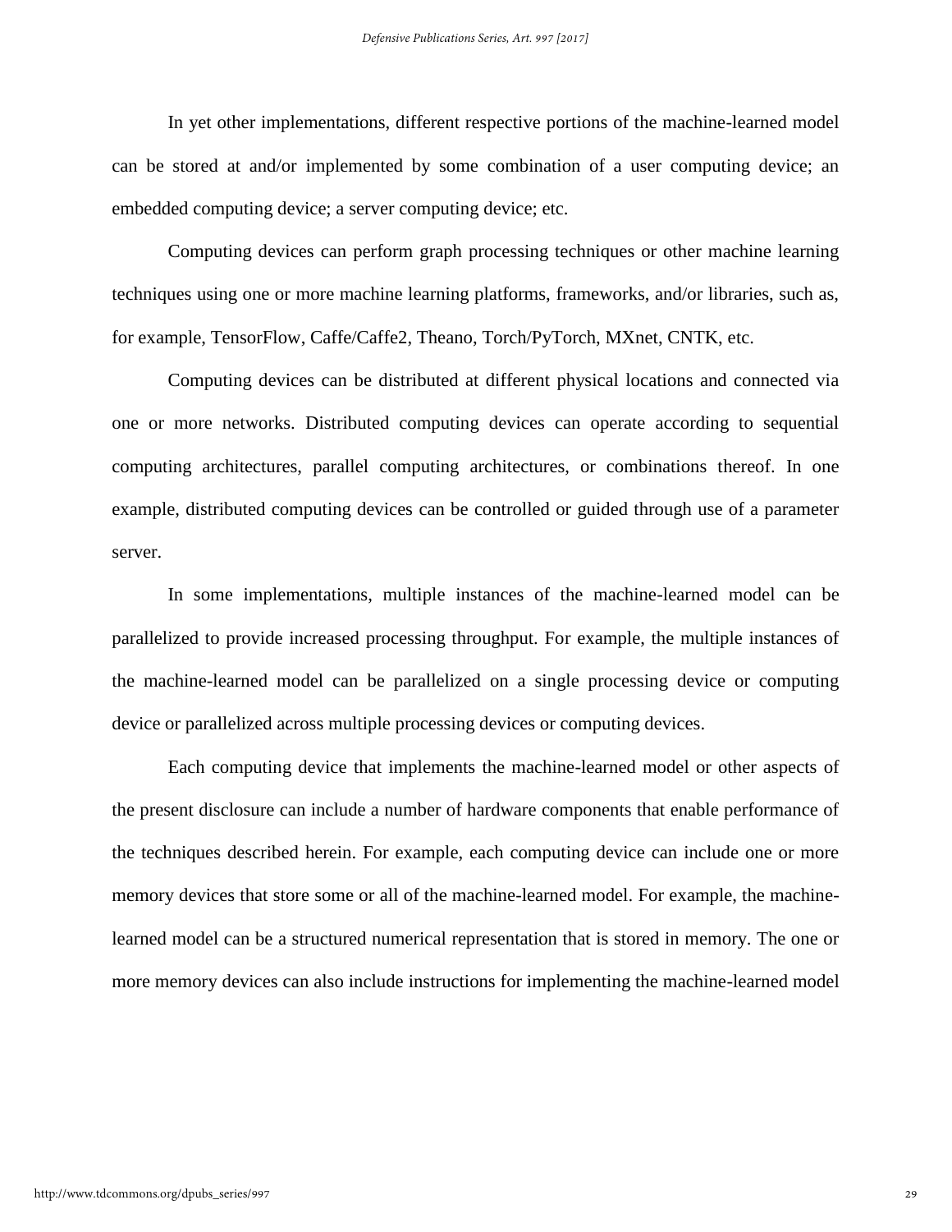In yet other implementations, different respective portions of the machine-learned model can be stored at and/or implemented by some combination of a user computing device; an embedded computing device; a server computing device; etc.

Computing devices can perform graph processing techniques or other machine learning techniques using one or more machine learning platforms, frameworks, and/or libraries, such as, for example, TensorFlow, Caffe/Caffe2, Theano, Torch/PyTorch, MXnet, CNTK, etc.

Computing devices can be distributed at different physical locations and connected via one or more networks. Distributed computing devices can operate according to sequential computing architectures, parallel computing architectures, or combinations thereof. In one example, distributed computing devices can be controlled or guided through use of a parameter server.

In some implementations, multiple instances of the machine-learned model can be parallelized to provide increased processing throughput. For example, the multiple instances of the machine-learned model can be parallelized on a single processing device or computing device or parallelized across multiple processing devices or computing devices.

Each computing device that implements the machine-learned model or other aspects of the present disclosure can include a number of hardware components that enable performance of the techniques described herein. For example, each computing device can include one or more memory devices that store some or all of the machine-learned model. For example, the machine-learned model can be a structured numerical representation that is stored in memory. The one or more memory devices can also include instructions for implementing the machine-learned model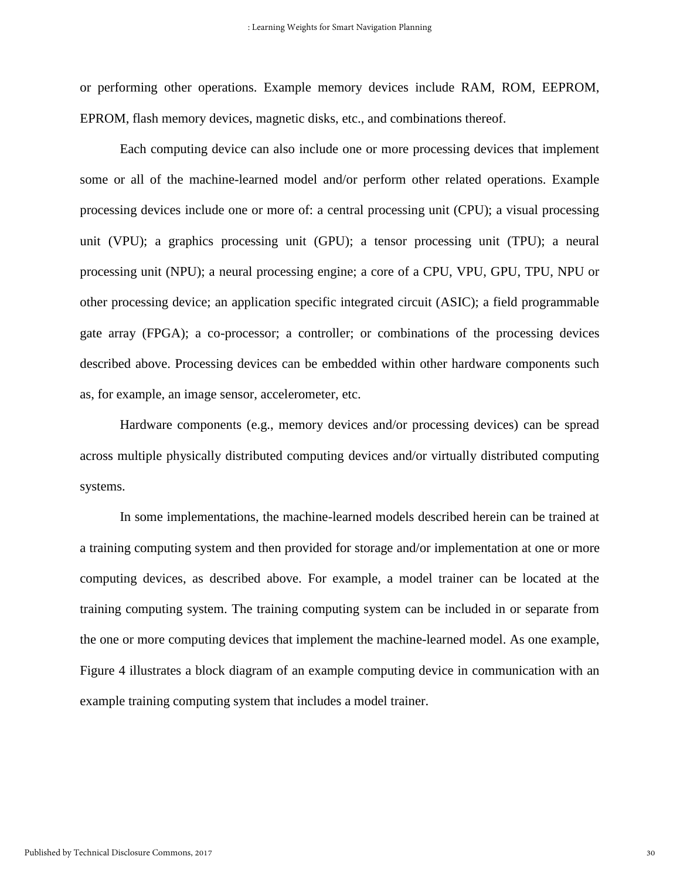or performing other operations. Example memory devices include RAM, ROM, EEPROM, EPROM, flash memory devices, magnetic disks, etc., and combinations thereof.

Each computing device can also include one or more processing devices that implement some or all of the machine-learned model and/or perform other related operations. Example processing devices include one or more of: a central processing unit (CPU); a visual processing unit (VPU); a graphics processing unit (GPU); a tensor processing unit (TPU); a neural processing unit (NPU); a neural processing engine; a core of a CPU, VPU, GPU, TPU, NPU or other processing device; an application specific integrated circuit (ASIC); a field programmable gate array (FPGA); a co-processor; a controller; or combinations of the processing devices described above. Processing devices can be embedded within other hardware components such as, for example, an image sensor, accelerometer, etc.

Hardware components (e.g., memory devices and/or processing devices) can be spread across multiple physically distributed computing devices and/or virtually distributed computing systems.

In some implementations, the machine-learned models described herein can be trained at a training computing system and then provided for storage and/or implementation at one or more computing devices, as described above. For example, a model trainer can be located at the training computing system. The training computing system can be included in or separate from the one or more computing devices that implement the machine-learned model. As one example, Figure 4 illustrates a block diagram of an example computing device in communication with an example training computing system that includes a model trainer.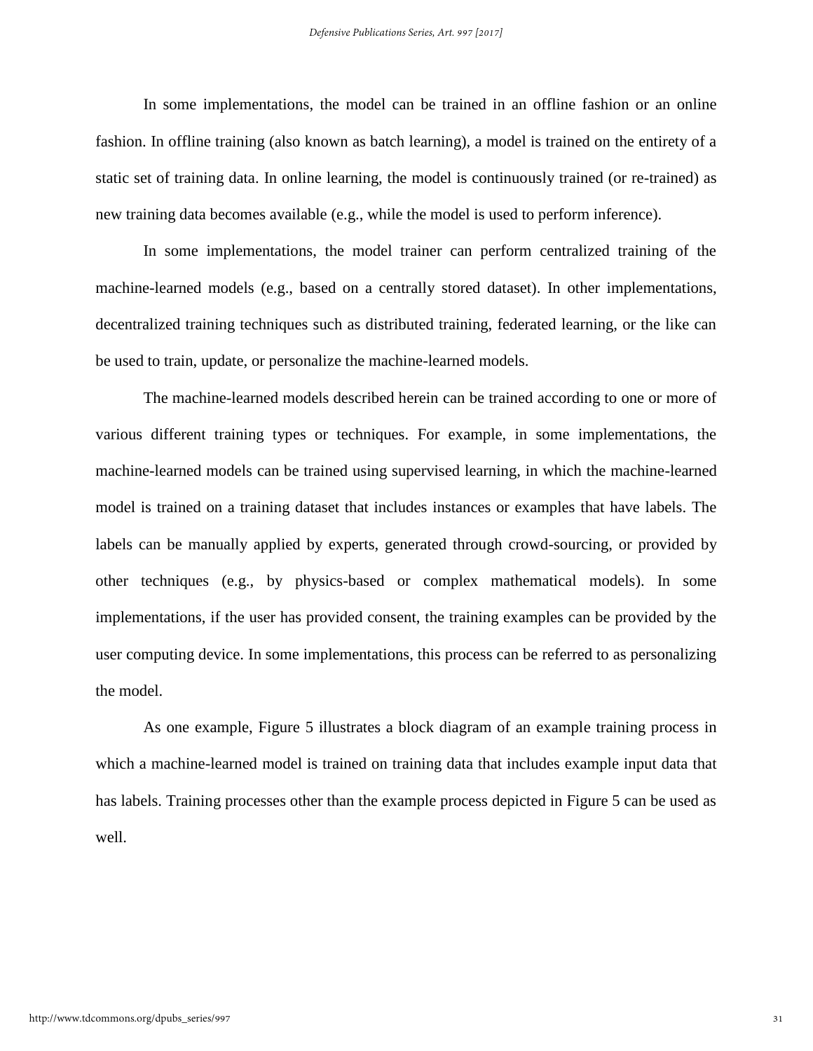In some implementations, the model can be trained in an offline fashion or an online fashion. In offline training (also known as batch learning), a model is trained on the entirety of a static set of training data. In online learning, the model is continuously trained (or re-trained) as new training data becomes available (e.g., while the model is used to perform inference).

In some implementations, the model trainer can perform centralized training of the machine-learned models (e.g., based on a centrally stored dataset). In other implementations, decentralized training techniques such as distributed training, federated learning, or the like can be used to train, update, or personalize the machine-learned models.

The machine-learned models described herein can be trained according to one or more of various different training types or techniques. For example, in some implementations, the machine-learned models can be trained using supervised learning, in which the machine-learned model is trained on a training dataset that includes instances or examples that have labels. The labels can be manually applied by experts, generated through crowd-sourcing, or provided by other techniques (e.g., by physics-based or complex mathematical models). In some implementations, if the user has provided consent, the training examples can be provided by the user computing device. In some implementations, this process can be referred to as personalizing the model.

As one example, Figure 5 illustrates a block diagram of an example training process in which a machine-learned model is trained on training data that includes example input data that has labels. Training processes other than the example process depicted in Figure 5 can be used as well.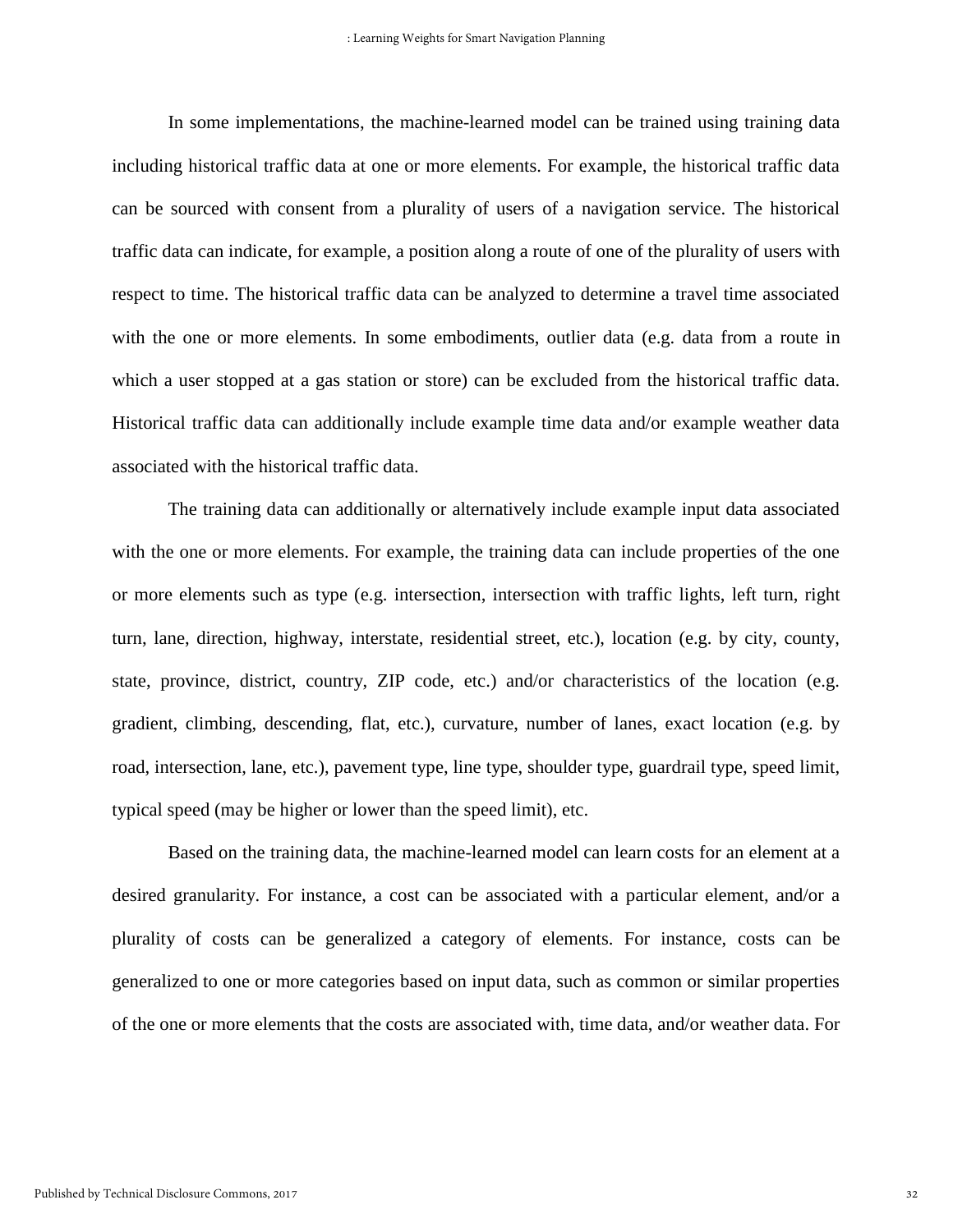In some implementations, the machine-learned model can be trained using training data including historical traffic data at one or more elements. For example, the historical traffic data can be sourced with consent from a plurality of users of a navigation service. The historical traffic data can indicate, for example, a position along a route of one of the plurality of users with respect to time. The historical traffic data can be analyzed to determine a travel time associated with the one or more elements. In some embodiments, outlier data (e.g. data from a route in which a user stopped at a gas station or store) can be excluded from the historical traffic data. Historical traffic data can additionally include example time data and/or example weather data associated with the historical traffic data.

The training data can additionally or alternatively include example input data associated with the one or more elements. For example, the training data can include properties of the one or more elements such as type (e.g. intersection, intersection with traffic lights, left turn, right turn, lane, direction, highway, interstate, residential street, etc.), location (e.g. by city, county, state, province, district, country, ZIP code, etc.) and/or characteristics of the location (e.g. gradient, climbing, descending, flat, etc.), curvature, number of lanes, exact location (e.g. by road, intersection, lane, etc.), pavement type, line type, shoulder type, guardrail type, speed limit, typical speed (may be higher or lower than the speed limit), etc.

Based on the training data, the machine-learned model can learn costs for an element at a desired granularity. For instance, a cost can be associated with a particular element, and/or a plurality of costs can be generalized a category of elements. For instance, costs can be generalized to one or more categories based on input data, such as common or similar properties of the one or more elements that the costs are associated with, time data, and/or weather data. For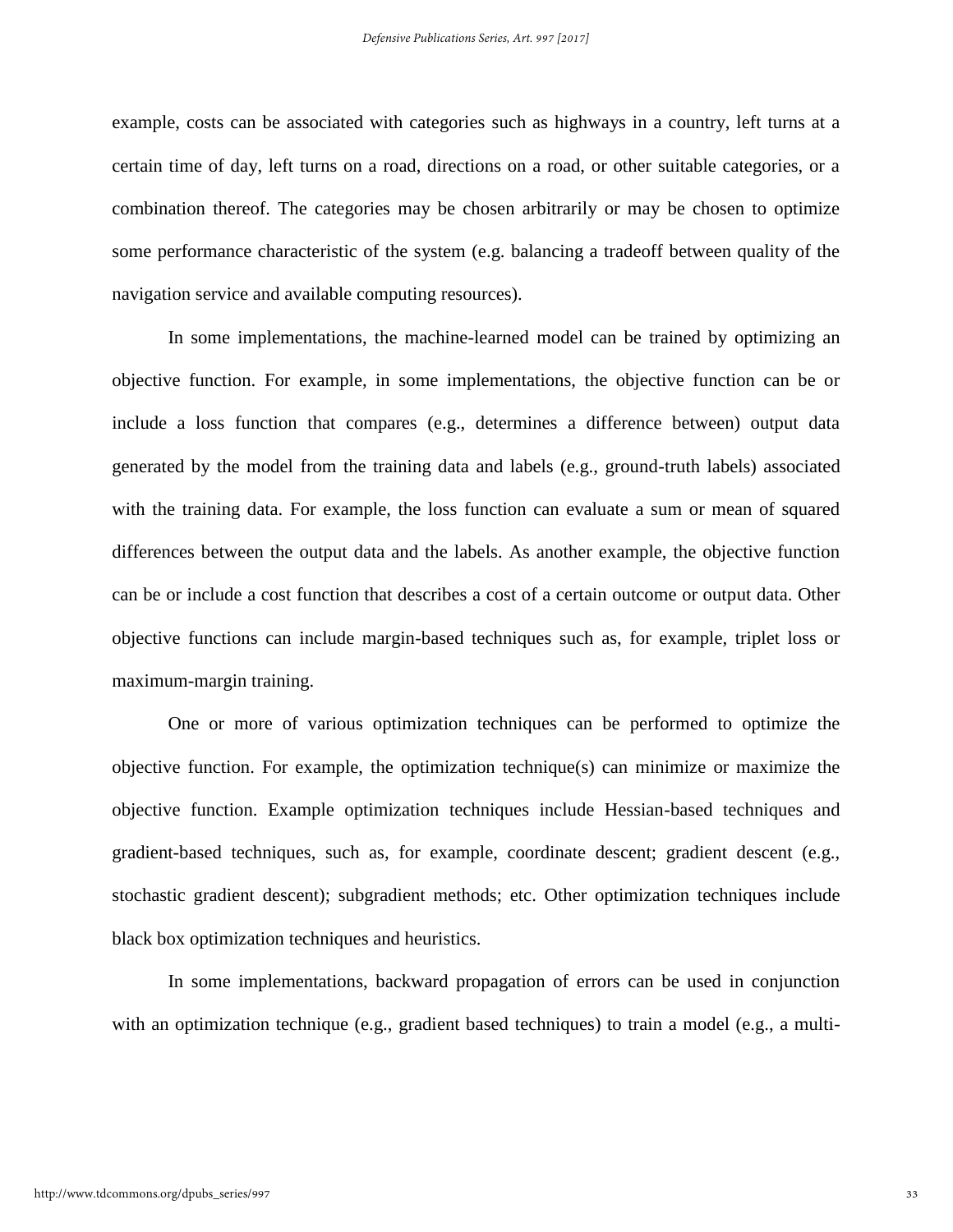example, costs can be associated with categories such as highways in a country, left turns at a certain time of day, left turns on a road, directions on a road, or other suitable categories, or a combination thereof. The categories may be chosen arbitrarily or may be chosen to optimize some performance characteristic of the system (e.g. balancing a tradeoff between quality of the navigation service and available computing resources).

In some implementations, the machine-learned model can be trained by optimizing an objective function. For example, in some implementations, the objective function can be or include a loss function that compares (e.g., determines a difference between) output data generated by the model from the training data and labels (e.g., ground-truth labels) associated with the training data. For example, the loss function can evaluate a sum or mean of squared differences between the output data and the labels. As another example, the objective function can be or include a cost function that describes a cost of a certain outcome or output data. Other objective functions can include margin-based techniques such as, for example, triplet loss or maximum-margin training.

One or more of various optimization techniques can be performed to optimize the objective function. For example, the optimization technique(s) can minimize or maximize the objective function. Example optimization techniques include Hessian-based techniques and gradient-based techniques, such as, for example, coordinate descent; gradient descent (e.g., stochastic gradient descent); subgradient methods; etc. Other optimization techniques include black box optimization techniques and heuristics.

In some implementations, backward propagation of errors can be used in conjunction with an optimization technique (e.g., gradient based techniques) to train a model (e.g., a multi-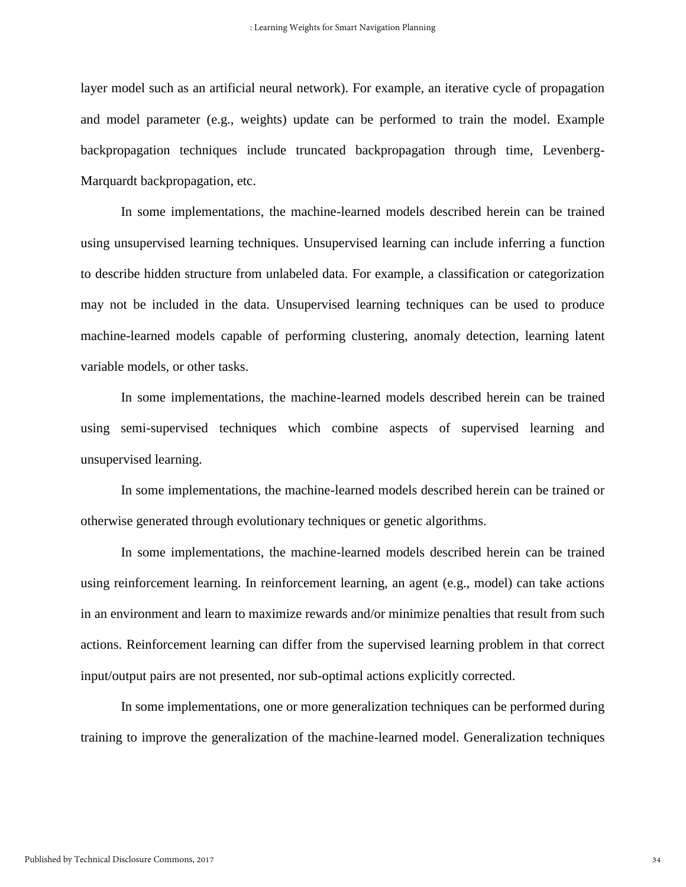layer model such as an artificial neural network). For example, an iterative cycle of propagation and model parameter (e.g., weights) update can be performed to train the model. Example backpropagation techniques include truncated backpropagation through time, Levenberg-Marquardt backpropagation, etc.

In some implementations, the machine-learned models described herein can be trained using unsupervised learning techniques. Unsupervised learning can include inferring a function to describe hidden structure from unlabeled data. For example, a classification or categorization may not be included in the data. Unsupervised learning techniques can be used to produce machine-learned models capable of performing clustering, anomaly detection, learning latent variable models, or other tasks.

In some implementations, the machine-learned models described herein can be trained using semi-supervised techniques which combine aspects of supervised learning and unsupervised learning.

In some implementations, the machine-learned models described herein can be trained or otherwise generated through evolutionary techniques or genetic algorithms.

In some implementations, the machine-learned models described herein can be trained using reinforcement learning. In reinforcement learning, an agent (e.g., model) can take actions in an environment and learn to maximize rewards and/or minimize penalties that result from such actions. Reinforcement learning can differ from the supervised learning problem in that correct input/output pairs are not presented, nor sub-optimal actions explicitly corrected.

In some implementations, one or more generalization techniques can be performed during training to improve the generalization of the machine-learned model. Generalization techniques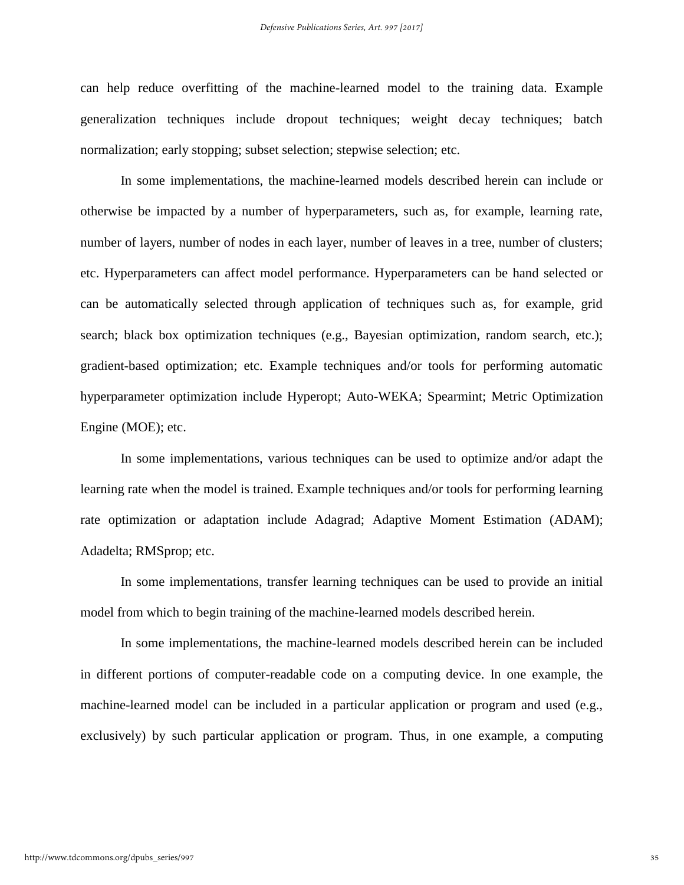can help reduce overfitting of the machine-learned model to the training data. Example generalization techniques include dropout techniques; weight decay techniques; batch normalization; early stopping; subset selection; stepwise selection; etc.

In some implementations, the machine-learned models described herein can include or otherwise be impacted by a number of hyperparameters, such as, for example, learning rate, number of layers, number of nodes in each layer, number of leaves in a tree, number of clusters; etc. Hyperparameters can affect model performance. Hyperparameters can be hand selected or can be automatically selected through application of techniques such as, for example, grid search; black box optimization techniques (e.g., Bayesian optimization, random search, etc.); gradient-based optimization; etc. Example techniques and/or tools for performing automatic hyperparameter optimization include Hyperopt; Auto-WEKA; Spearmint; Metric Optimization Engine (MOE); etc.

In some implementations, various techniques can be used to optimize and/or adapt the learning rate when the model is trained. Example techniques and/or tools for performing learning rate optimization or adaptation include Adagrad; Adaptive Moment Estimation (ADAM); Adadelta; RMSprop; etc.

In some implementations, transfer learning techniques can be used to provide an initial model from which to begin training of the machine-learned models described herein.

In some implementations, the machine-learned models described herein can be included in different portions of computer-readable code on a computing device. In one example, the machine-learned model can be included in a particular application or program and used (e.g., exclusively) by such particular application or program. Thus, in one example, a computing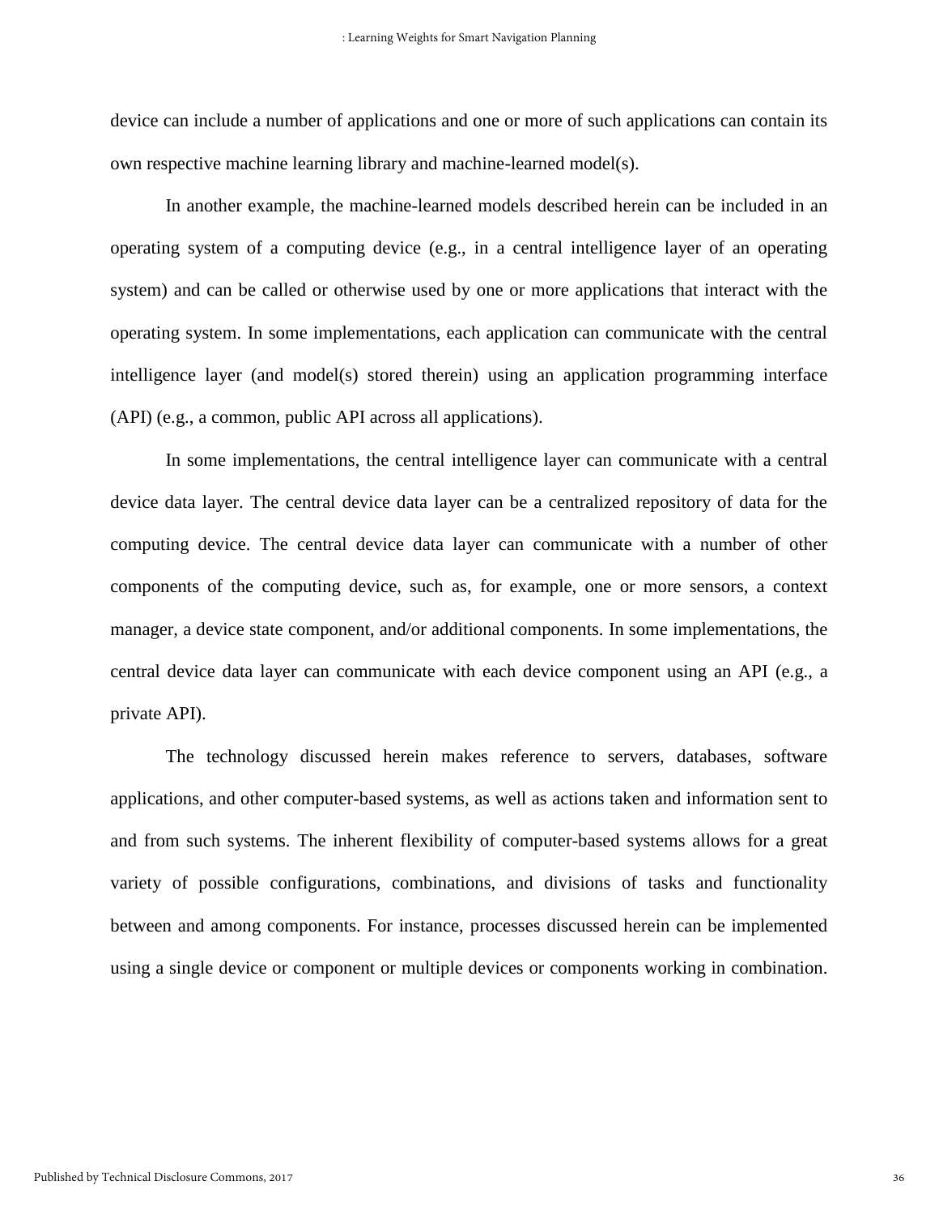device can include a number of applications and one or more of such applications can contain its own respective machine learning library and machine-learned model(s).

In another example, the machine-learned models described herein can be included in an operating system of a computing device (e.g., in a central intelligence layer of an operating system) and can be called or otherwise used by one or more applications that interact with the operating system. In some implementations, each application can communicate with the central intelligence layer (and model(s) stored therein) using an application programming interface (API) (e.g., a common, public API across all applications).

In some implementations, the central intelligence layer can communicate with a central device data layer. The central device data layer can be a centralized repository of data for the computing device. The central device data layer can communicate with a number of other components of the computing device, such as, for example, one or more sensors, a context manager, a device state component, and/or additional components. In some implementations, the central device data layer can communicate with each device component using an API (e.g., a private API).

The technology discussed herein makes reference to servers, databases, software applications, and other computer-based systems, as well as actions taken and information sent to and from such systems. The inherent flexibility of computer-based systems allows for a great variety of possible configurations, combinations, and divisions of tasks and functionality between and among components. For instance, processes discussed herein can be implemented using a single device or component or multiple devices or components working in combination.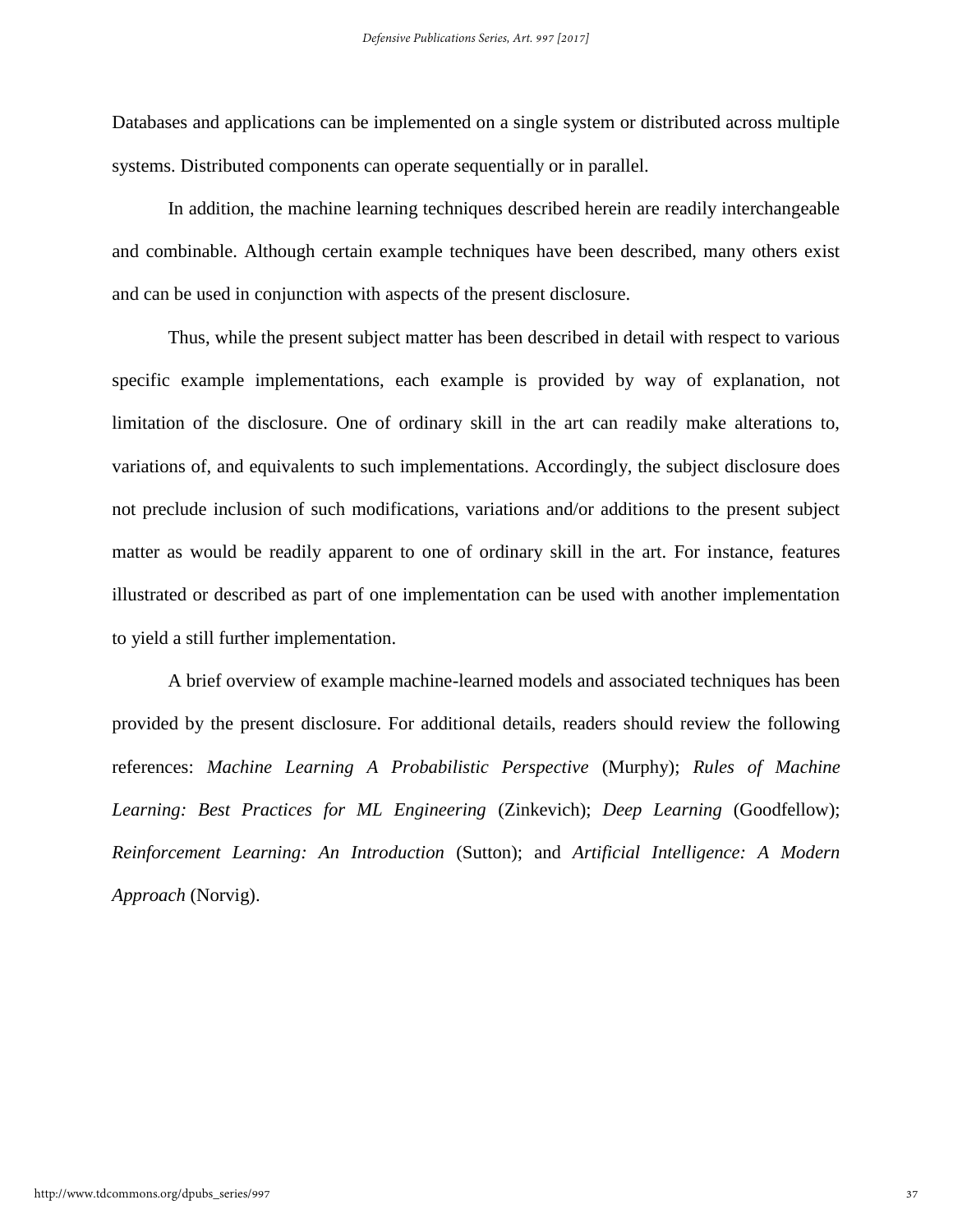Databases and applications can be implemented on a single system or distributed across multiple systems. Distributed components can operate sequentially or in parallel.

In addition, the machine learning techniques described herein are readily interchangeable and combinable. Although certain example techniques have been described, many others exist and can be used in conjunction with aspects of the present disclosure.

Thus, while the present subject matter has been described in detail with respect to various specific example implementations, each example is provided by way of explanation, not limitation of the disclosure. One of ordinary skill in the art can readily make alterations to, variations of, and equivalents to such implementations. Accordingly, the subject disclosure does not preclude inclusion of such modifications, variations and/or additions to the present subject matter as would be readily apparent to one of ordinary skill in the art. For instance, features illustrated or described as part of one implementation can be used with another implementation to yield a still further implementation.

A brief overview of example machine-learned models and associated techniques has been provided by the present disclosure. For additional details, readers should review the following references: *Machine Learning A Probabilistic Perspective* (Murphy); *Rules of Machine Learning: Best Practices for ML Engineering* (Zinkevich); *Deep Learning* (Goodfellow); *Reinforcement Learning: An Introduction* (Sutton); and *Artificial Intelligence: A Modern Approach* (Norvig).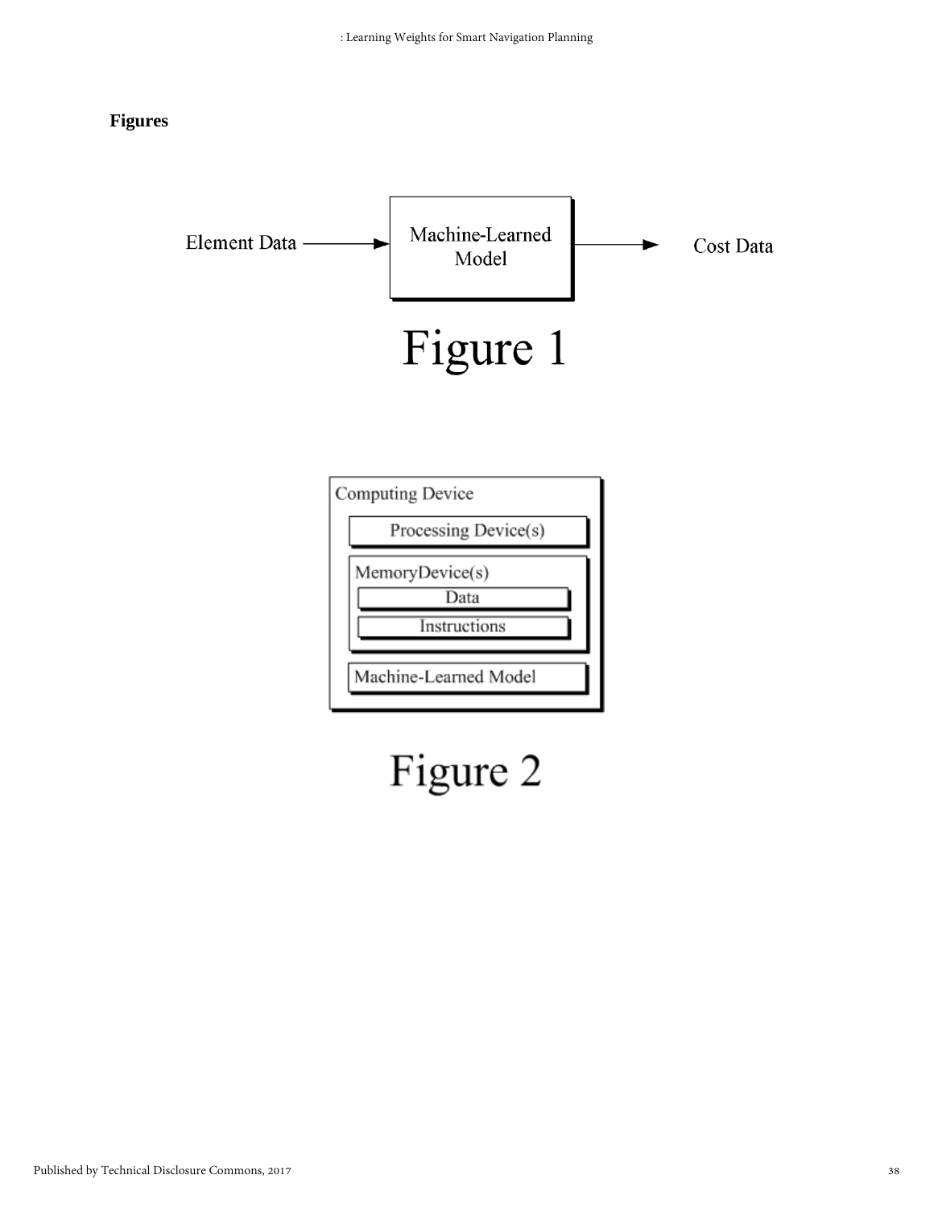**Figures**

Element Data → Machine-Learned Model → Cost Data

Figure 1

Computing Device

Processing Device(s)

MemoryDevice(s)

Data

Instructions

Machine-Learned Model

Figure 2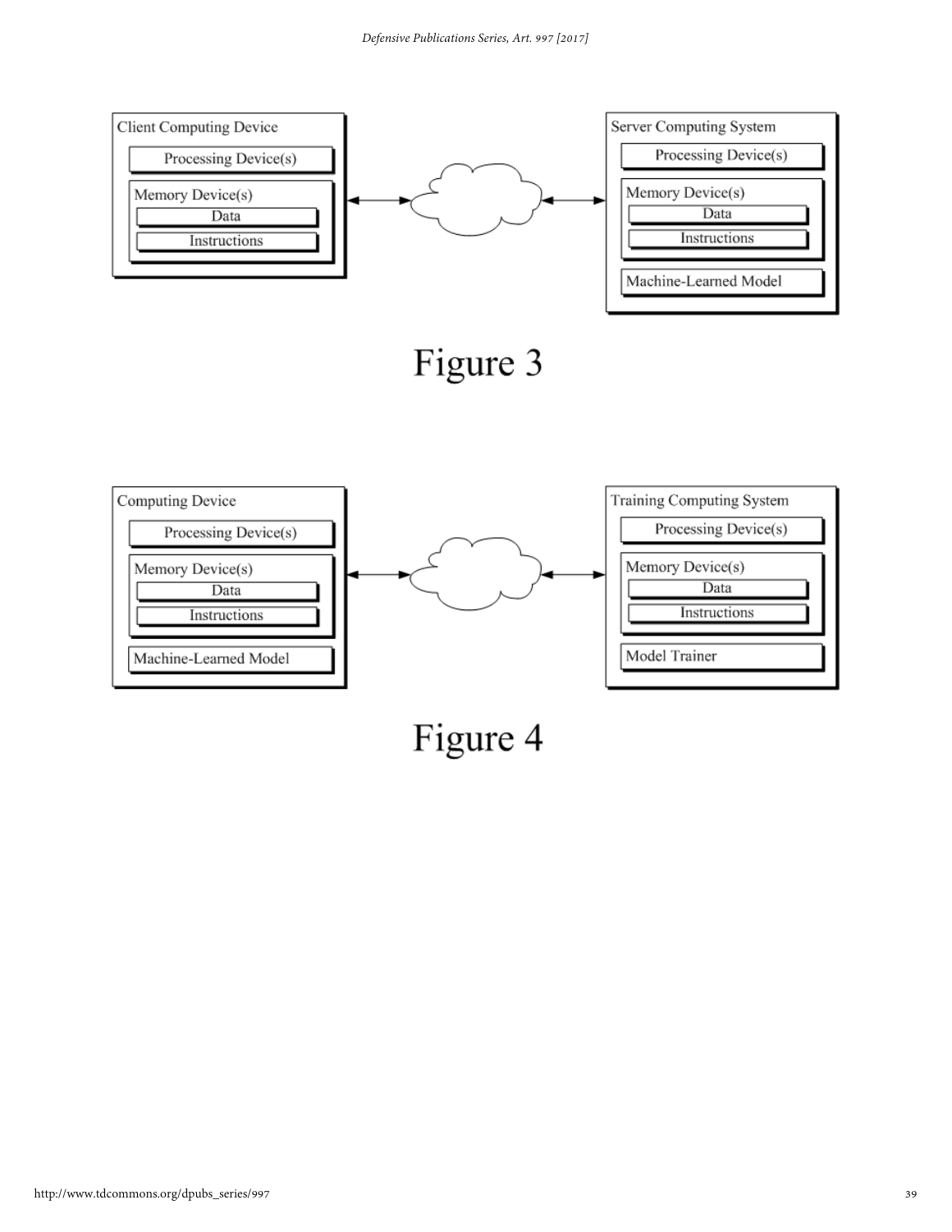Figure 3

Figure 4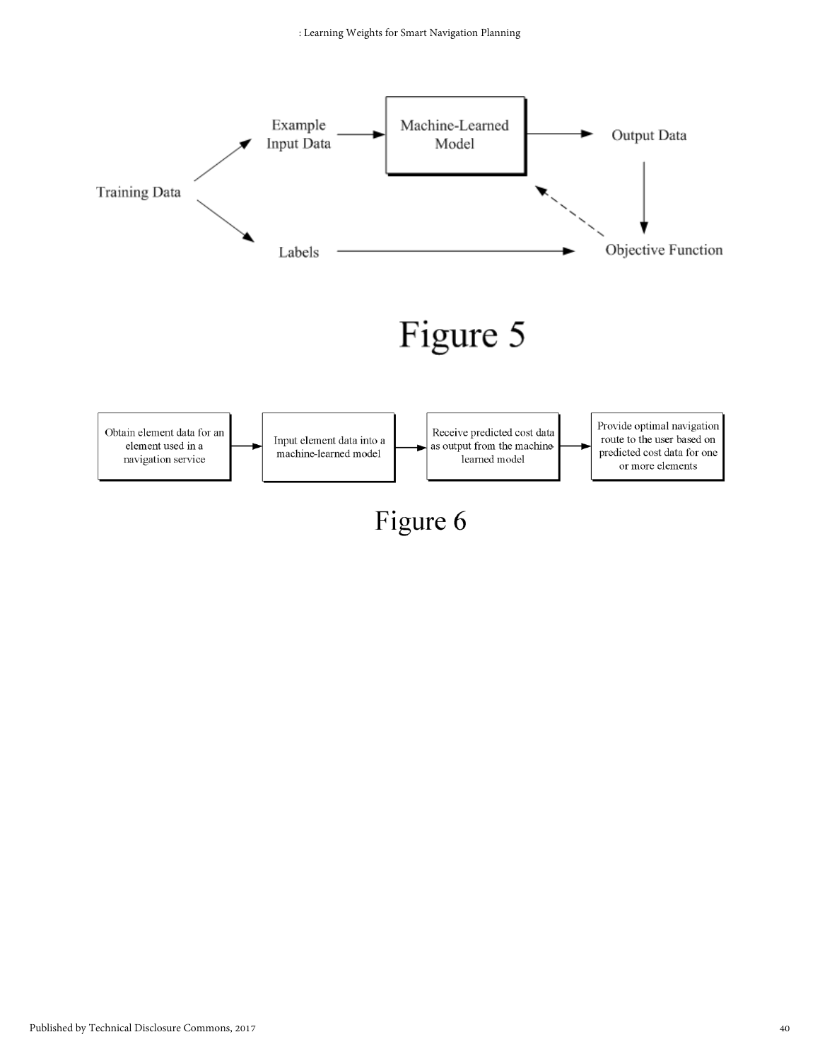Training Data

Example Input Data

Labels

Machine-Learned Model

Output Data

Objective Function

Figure 5

Obtain element data for an element used in a navigation service

Input element data into a machine-learned model

Receive predicted cost data as output from the machine-learned model

Provide optimal navigation route to the user based on predicted cost data for one or more elements

Figure 6